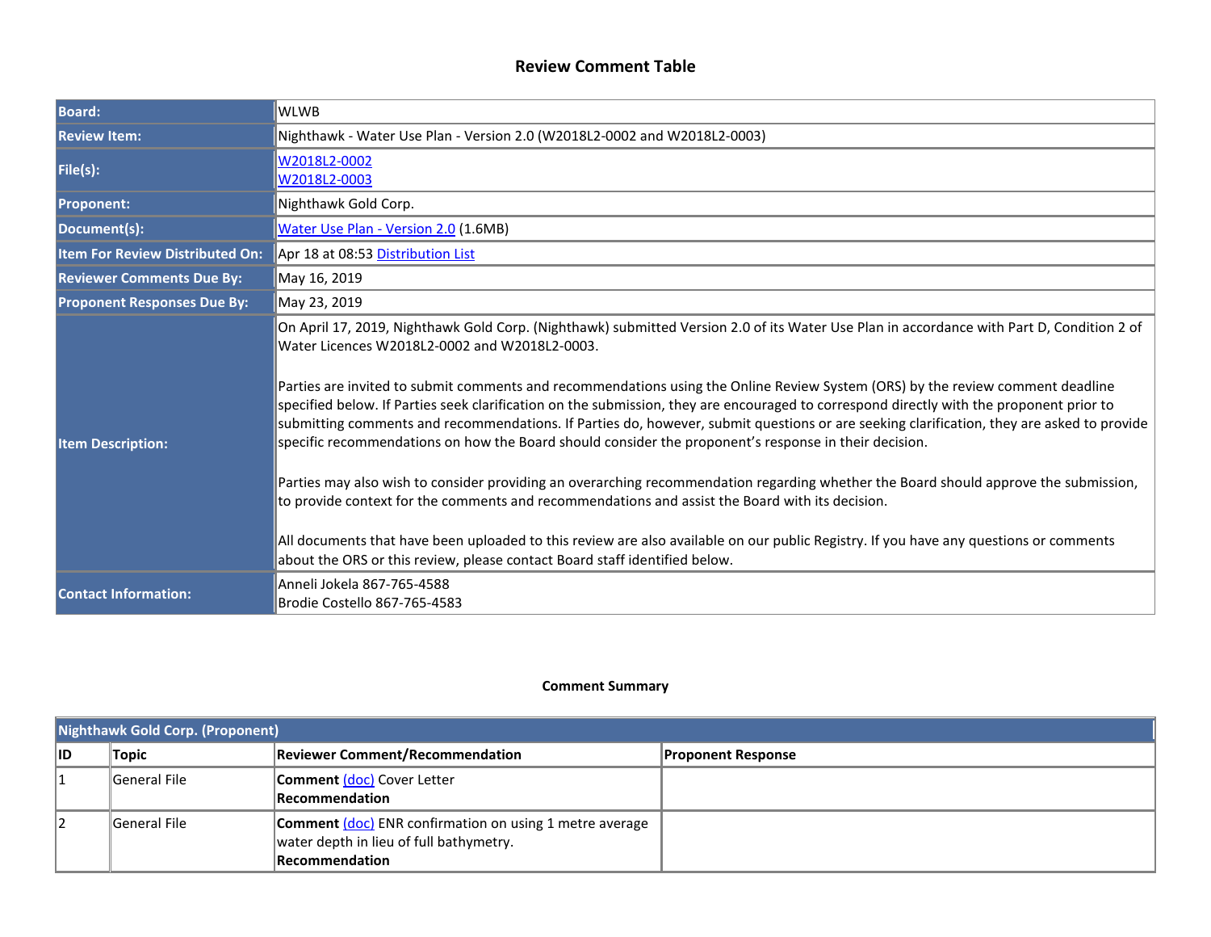# Review Comment Table

| | |
|---|---|
| **Board:** | WLWB |
| **Review Item:** | Nighthawk - Water Use Plan - Version 2.0 (W2018L2-0002 and W2018L2-0003) |
| **File(s):** | W2018L2-0002<br>W2018L2-0003 |
| **Proponent:** | Nighthawk Gold Corp. |
| **Document(s):** | Water Use Plan - Version 2.0 (1.6MB) |
| **Item For Review Distributed On:** | Apr 18 at 08:53 Distribution List |
| **Reviewer Comments Due By:** | May 16, 2019 |
| **Proponent Responses Due By:** | May 23, 2019 |
| **Item Description:** | On April 17, 2019, Nighthawk Gold Corp. (Nighthawk) submitted Version 2.0 of its Water Use Plan in accordance with Part D, Condition 2 of Water Licences W2018L2-0002 and W2018L2-0003.<br><br>Parties are invited to submit comments and recommendations using the Online Review System (ORS) by the review comment deadline specified below. If Parties seek clarification on the submission, they are encouraged to correspond directly with the proponent prior to submitting comments and recommendations. If Parties do, however, submit questions or are seeking clarification, they are asked to provide specific recommendations on how the Board should consider the proponent's response in their decision.<br><br>Parties may also wish to consider providing an overarching recommendation regarding whether the Board should approve the submission, to provide context for the comments and recommendations and assist the Board with its decision.<br><br>All documents that have been uploaded to this review are also available on our public Registry. If you have any questions or comments about the ORS or this review, please contact Board staff identified below. |
| **Contact Information:** | Anneli Jokela 867-765-4588<br>Brodie Costello 867-765-4583 |

## Comment Summary

| Nighthawk Gold Corp. (Proponent) | | | |
|---|---|---|---|
| **ID** | **Topic** | **Reviewer Comment/Recommendation** | **Proponent Response** |
| 1 | General File | **Comment** (doc) Cover Letter<br>**Recommendation** | |
| 2 | General File | **Comment** (doc) ENR confirmation on using 1 metre average water depth in lieu of full bathymetry.<br>**Recommendation** | |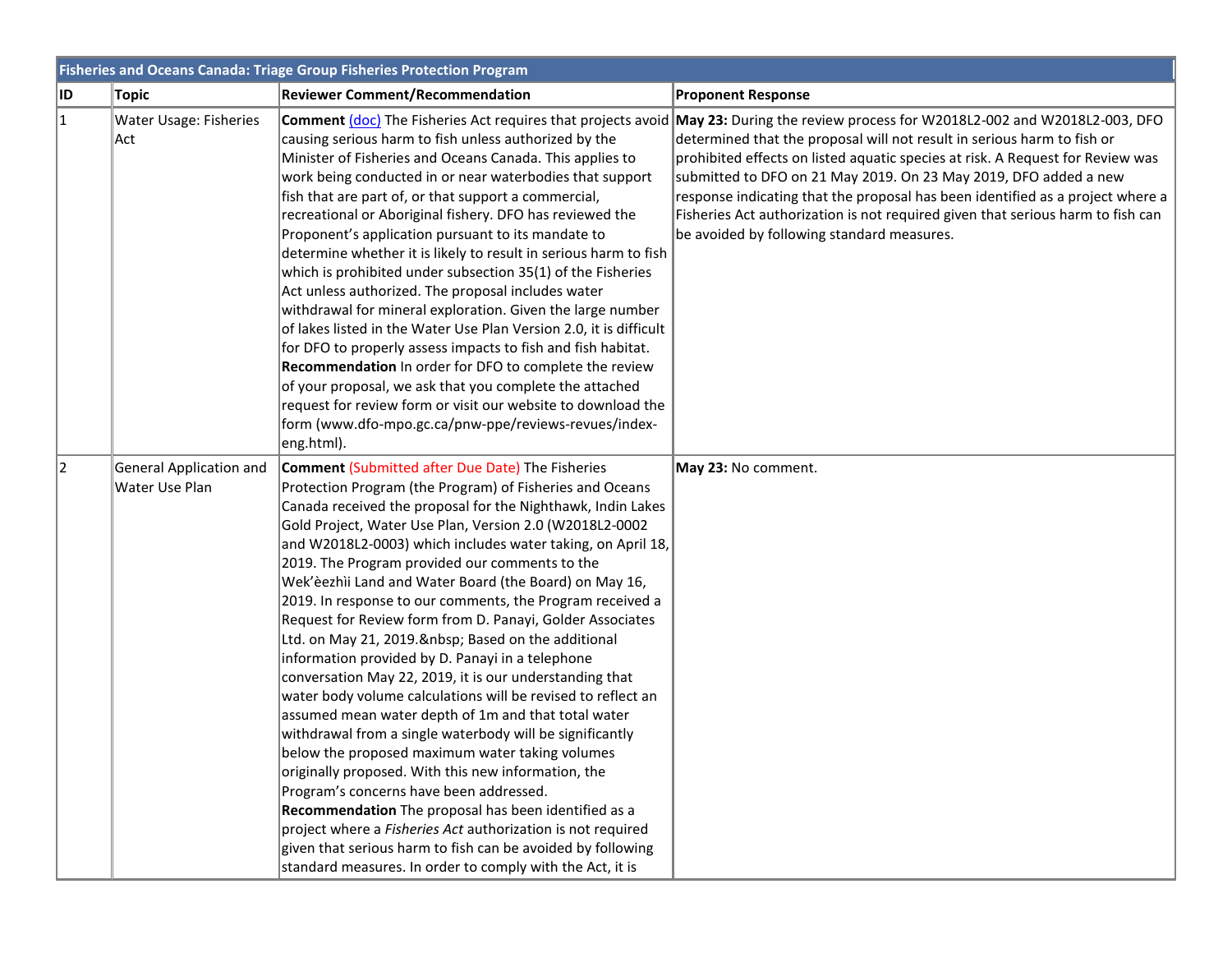| Fisheries and Oceans Canada: Triage Group Fisheries Protection Program | | | |
|---|---|---|---|
| **ID** | **Topic** | **Reviewer Comment/Recommendation** | **Proponent Response** |
| 1 | Water Usage: Fisheries Act | **Comment** (doc) The Fisheries Act requires that projects avoid causing serious harm to fish unless authorized by the Minister of Fisheries and Oceans Canada. This applies to work being conducted in or near waterbodies that support fish that are part of, or that support a commercial, recreational or Aboriginal fishery. DFO has reviewed the Proponent's application pursuant to its mandate to determine whether it is likely to result in serious harm to fish which is prohibited under subsection 35(1) of the Fisheries Act unless authorized. The proposal includes water withdrawal for mineral exploration. Given the large number of lakes listed in the Water Use Plan Version 2.0, it is difficult for DFO to properly assess impacts to fish and fish habitat. **Recommendation** In order for DFO to complete the review of your proposal, we ask that you complete the attached request for review form or visit our website to download the form (www.dfo-mpo.gc.ca/pnw-ppe/reviews-revues/index-eng.html). | **May 23:** During the review process for W2018L2-002 and W2018L2-003, DFO determined that the proposal will not result in serious harm to fish or prohibited effects on listed aquatic species at risk. A Request for Review was submitted to DFO on 21 May 2019. On 23 May 2019, DFO added a new response indicating that the proposal has been identified as a project where a Fisheries Act authorization is not required given that serious harm to fish can be avoided by following standard measures. |
| 2 | General Application and Water Use Plan | **Comment** (Submitted after Due Date) The Fisheries Protection Program (the Program) of Fisheries and Oceans Canada received the proposal for the Nighthawk, Indin Lakes Gold Project, Water Use Plan, Version 2.0 (W2018L2-0002 and W2018L2-0003) which includes water taking, on April 18, 2019. The Program provided our comments to the Wek'èezhìi Land and Water Board (the Board) on May 16, 2019. In response to our comments, the Program received a Request for Review form from D. Panayi, Golder Associates Ltd. on May 21, 2019.&nbsp; Based on the additional information provided by D. Panayi in a telephone conversation May 22, 2019, it is our understanding that water body volume calculations will be revised to reflect an assumed mean water depth of 1m and that total water withdrawal from a single waterbody will be significantly below the proposed maximum water taking volumes originally proposed. With this new information, the Program's concerns have been addressed. **Recommendation** The proposal has been identified as a project where a *Fisheries Act* authorization is not required given that serious harm to fish can be avoided by following standard measures. In order to comply with the Act, it is | **May 23:** No comment. |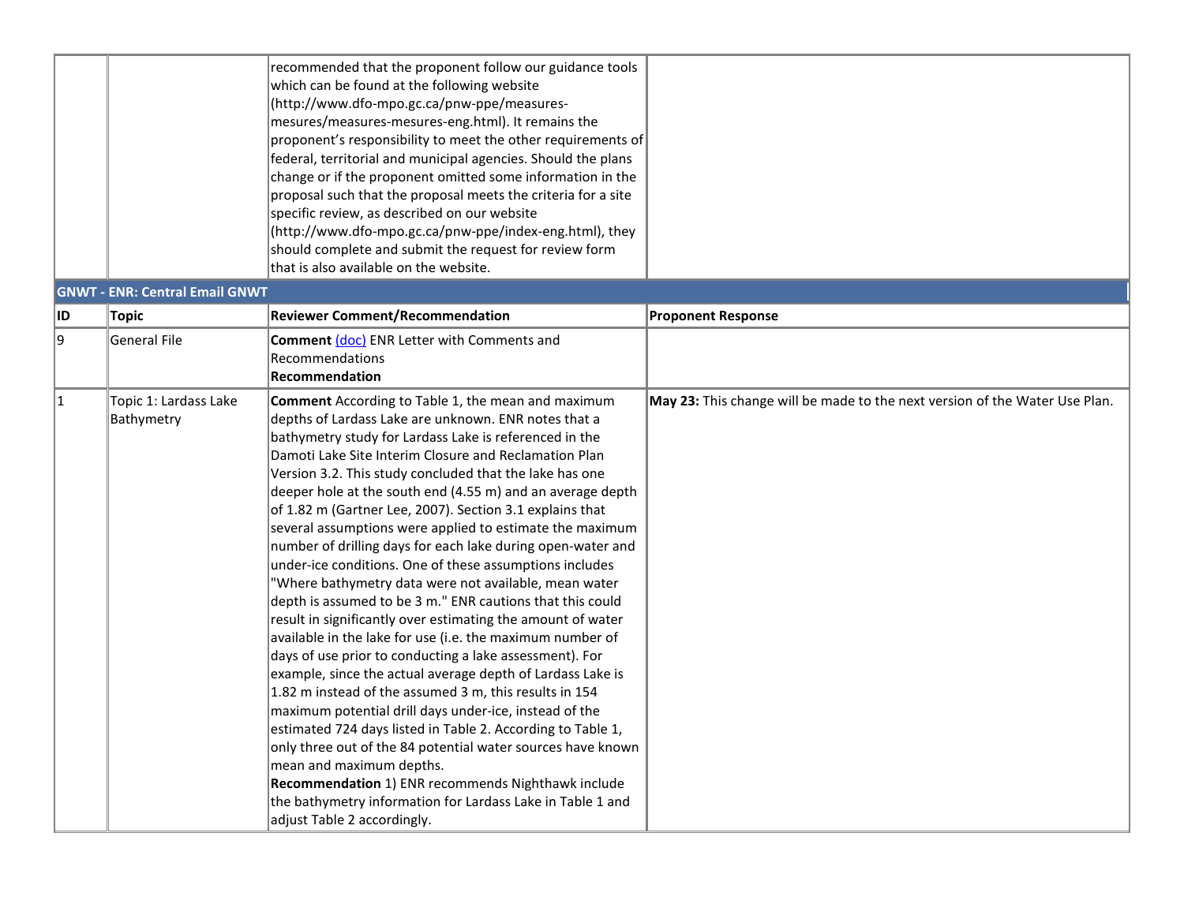| | | | |
|---|---|---|---|
| | | recommended that the proponent follow our guidance tools which can be found at the following website (http://www.dfo-mpo.gc.ca/pnw-ppe/measures-mesures/measures-mesures-eng.html). It remains the proponent's responsibility to meet the other requirements of federal, territorial and municipal agencies. Should the plans change or if the proponent omitted some information in the proposal such that the proposal meets the criteria for a site specific review, as described on our website (http://www.dfo-mpo.gc.ca/pnw-ppe/index-eng.html), they should complete and submit the request for review form that is also available on the website. | |

**GNWT - ENR: Central Email GNWT**

| ID | Topic | Reviewer Comment/Recommendation | Proponent Response |
|---|---|---|---|
| 9 | General File | **Comment** (doc) ENR Letter with Comments and Recommendations<br>**Recommendation** | |
| 1 | Topic 1: Lardass Lake Bathymetry | **Comment** According to Table 1, the mean and maximum depths of Lardass Lake are unknown. ENR notes that a bathymetry study for Lardass Lake is referenced in the Damoti Lake Site Interim Closure and Reclamation Plan Version 3.2. This study concluded that the lake has one deeper hole at the south end (4.55 m) and an average depth of 1.82 m (Gartner Lee, 2007). Section 3.1 explains that several assumptions were applied to estimate the maximum number of drilling days for each lake during open-water and under-ice conditions. One of these assumptions includes "Where bathymetry data were not available, mean water depth is assumed to be 3 m." ENR cautions that this could result in significantly over estimating the amount of water available in the lake for use (i.e. the maximum number of days of use prior to conducting a lake assessment). For example, since the actual average depth of Lardass Lake is 1.82 m instead of the assumed 3 m, this results in 154 maximum potential drill days under-ice, instead of the estimated 724 days listed in Table 2. According to Table 1, only three out of the 84 potential water sources have known mean and maximum depths.<br>**Recommendation** 1) ENR recommends Nighthawk include the bathymetry information for Lardass Lake in Table 1 and adjust Table 2 accordingly. | **May 23:** This change will be made to the next version of the Water Use Plan. |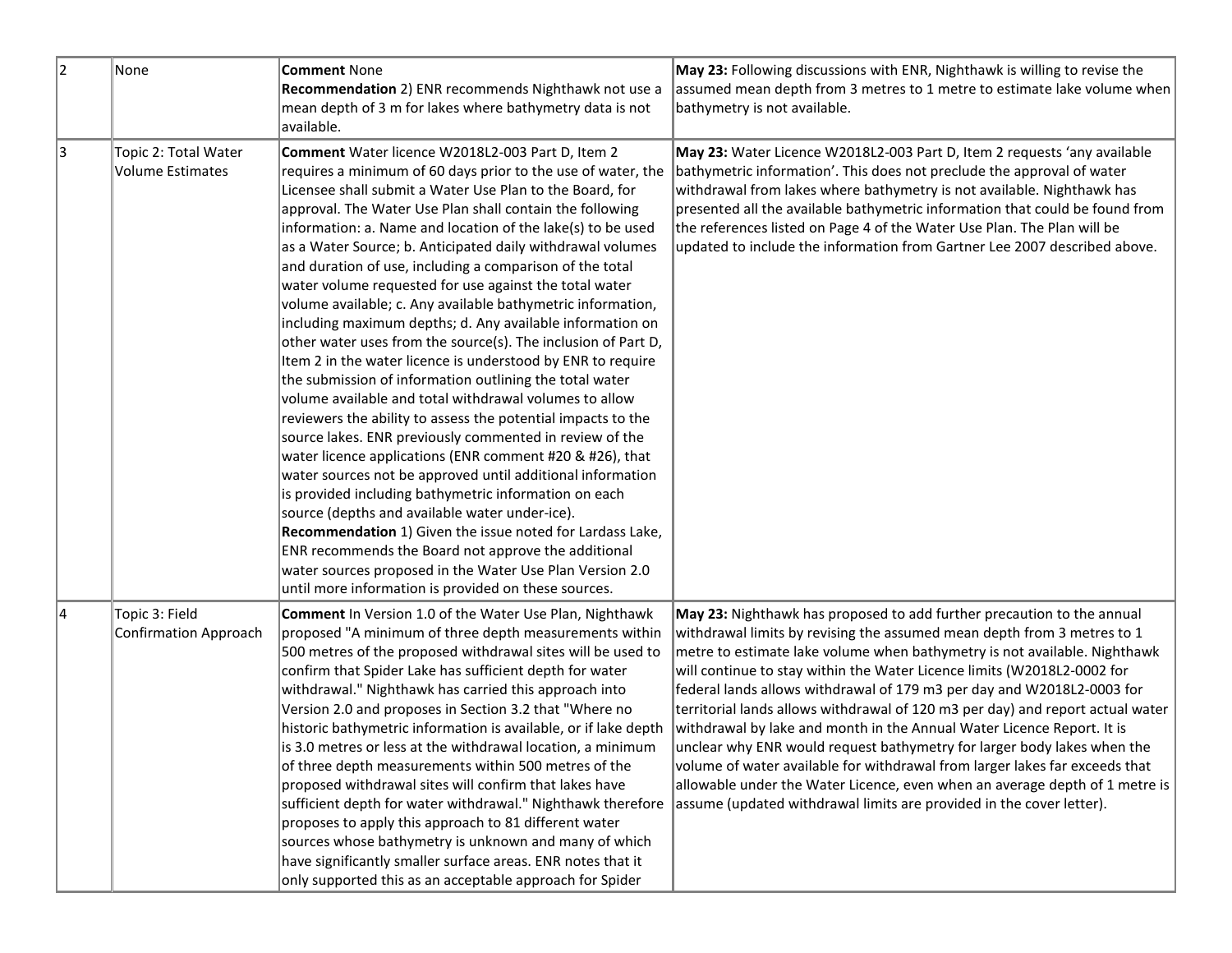| 2 | None | **Comment** None<br>**Recommendation** 2) ENR recommends Nighthawk not use a mean depth of 3 m for lakes where bathymetry data is not available. | **May 23:** Following discussions with ENR, Nighthawk is willing to revise the assumed mean depth from 3 metres to 1 metre to estimate lake volume when bathymetry is not available. |
|---|---|---|---|
| 3 | Topic 2: Total Water Volume Estimates | **Comment** Water licence W2018L2-003 Part D, Item 2 requires a minimum of 60 days prior to the use of water, the Licensee shall submit a Water Use Plan to the Board, for approval. The Water Use Plan shall contain the following information: a. Name and location of the lake(s) to be used as a Water Source; b. Anticipated daily withdrawal volumes and duration of use, including a comparison of the total water volume requested for use against the total water volume available; c. Any available bathymetric information, including maximum depths; d. Any available information on other water uses from the source(s). The inclusion of Part D, Item 2 in the water licence is understood by ENR to require the submission of information outlining the total water volume available and total withdrawal volumes to allow reviewers the ability to assess the potential impacts to the source lakes. ENR previously commented in review of the water licence applications (ENR comment #20 & #26), that water sources not be approved until additional information is provided including bathymetric information on each source (depths and available water under-ice).<br>**Recommendation** 1) Given the issue noted for Lardass Lake, ENR recommends the Board not approve the additional water sources proposed in the Water Use Plan Version 2.0 until more information is provided on these sources. | **May 23:** Water Licence W2018L2-003 Part D, Item 2 requests 'any available bathymetric information'. This does not preclude the approval of water withdrawal from lakes where bathymetry is not available. Nighthawk has presented all the available bathymetric information that could be found from the references listed on Page 4 of the Water Use Plan. The Plan will be updated to include the information from Gartner Lee 2007 described above. |
| 4 | Topic 3: Field Confirmation Approach | **Comment** In Version 1.0 of the Water Use Plan, Nighthawk proposed "A minimum of three depth measurements within 500 metres of the proposed withdrawal sites will be used to confirm that Spider Lake has sufficient depth for water withdrawal." Nighthawk has carried this approach into Version 2.0 and proposes in Section 3.2 that "Where no historic bathymetric information is available, or if lake depth is 3.0 metres or less at the withdrawal location, a minimum of three depth measurements within 500 metres of the proposed withdrawal sites will confirm that lakes have sufficient depth for water withdrawal." Nighthawk therefore proposes to apply this approach to 81 different water sources whose bathymetry is unknown and many of which have significantly smaller surface areas. ENR notes that it only supported this as an acceptable approach for Spider | **May 23:** Nighthawk has proposed to add further precaution to the annual withdrawal limits by revising the assumed mean depth from 3 metres to 1 metre to estimate lake volume when bathymetry is not available. Nighthawk will continue to stay within the Water Licence limits (W2018L2-0002 for federal lands allows withdrawal of 179 m3 per day and W2018L2-0003 for territorial lands allows withdrawal of 120 m3 per day) and report actual water withdrawal by lake and month in the Annual Water Licence Report. It is unclear why ENR would request bathymetry for larger body lakes when the volume of water available for withdrawal from larger lakes far exceeds that allowable under the Water Licence, even when an average depth of 1 metre is assume (updated withdrawal limits are provided in the cover letter). |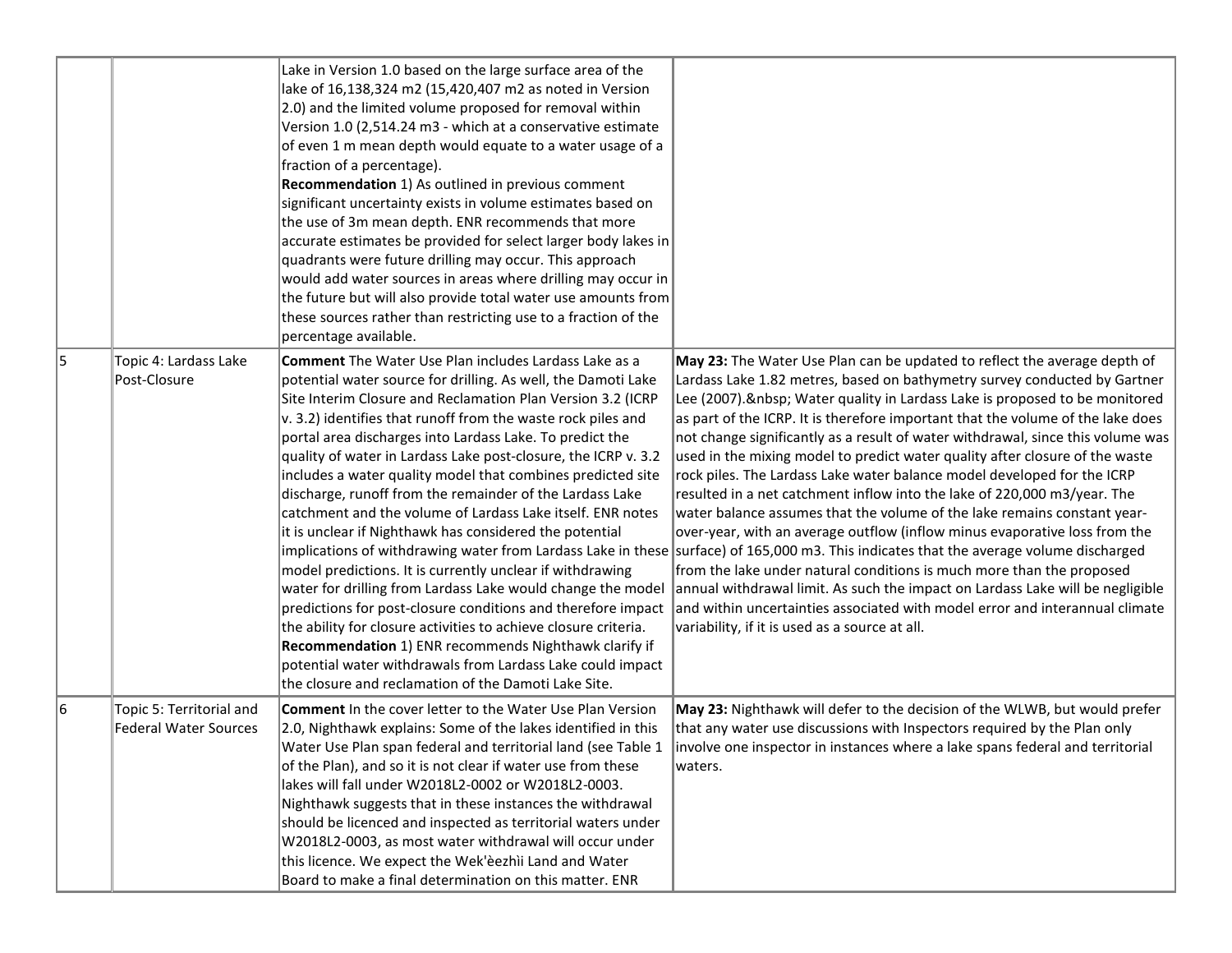| | | | |
|---|---|---|---|
| | | Lake in Version 1.0 based on the large surface area of the lake of 16,138,324 m2 (15,420,407 m2 as noted in Version 2.0) and the limited volume proposed for removal within Version 1.0 (2,514.24 m3 - which at a conservative estimate of even 1 m mean depth would equate to a water usage of a fraction of a percentage).<br>**Recommendation** 1) As outlined in previous comment significant uncertainty exists in volume estimates based on the use of 3m mean depth. ENR recommends that more accurate estimates be provided for select larger body lakes in quadrants were future drilling may occur. This approach would add water sources in areas where drilling may occur in the future but will also provide total water use amounts from these sources rather than restricting use to a fraction of the percentage available. | |
| 5 | Topic 4: Lardass Lake Post-Closure | **Comment** The Water Use Plan includes Lardass Lake as a potential water source for drilling. As well, the Damoti Lake Site Interim Closure and Reclamation Plan Version 3.2 (ICRP v. 3.2) identifies that runoff from the waste rock piles and portal area discharges into Lardass Lake. To predict the quality of water in Lardass Lake post-closure, the ICRP v. 3.2 includes a water quality model that combines predicted site discharge, runoff from the remainder of the Lardass Lake catchment and the volume of Lardass Lake itself. ENR notes it is unclear if Nighthawk has considered the potential implications of withdrawing water from Lardass Lake in these model predictions. It is currently unclear if withdrawing water for drilling from Lardass Lake would change the model predictions for post-closure conditions and therefore impact the ability for closure activities to achieve closure criteria.<br>**Recommendation** 1) ENR recommends Nighthawk clarify if potential water withdrawals from Lardass Lake could impact the closure and reclamation of the Damoti Lake Site. | **May 23:** The Water Use Plan can be updated to reflect the average depth of Lardass Lake 1.82 metres, based on bathymetry survey conducted by Gartner Lee (2007).&nbsp; Water quality in Lardass Lake is proposed to be monitored as part of the ICRP. It is therefore important that the volume of the lake does not change significantly as a result of water withdrawal, since this volume was used in the mixing model to predict water quality after closure of the waste rock piles. The Lardass Lake water balance model developed for the ICRP resulted in a net catchment inflow into the lake of 220,000 m3/year. The water balance assumes that the volume of the lake remains constant year-over-year, with an average outflow (inflow minus evaporative loss from the surface) of 165,000 m3. This indicates that the average volume discharged from the lake under natural conditions is much more than the proposed annual withdrawal limit. As such the impact on Lardass Lake will be negligible and within uncertainties associated with model error and interannual climate variability, if it is used as a source at all. |
| 6 | Topic 5: Territorial and Federal Water Sources | **Comment** In the cover letter to the Water Use Plan Version 2.0, Nighthawk explains: Some of the lakes identified in this Water Use Plan span federal and territorial land (see Table 1 of the Plan), and so it is not clear if water use from these lakes will fall under W2018L2-0002 or W2018L2-0003. Nighthawk suggests that in these instances the withdrawal should be licenced and inspected as territorial waters under W2018L2-0003, as most water withdrawal will occur under this licence. We expect the Wek'èezhìi Land and Water Board to make a final determination on this matter. ENR | **May 23:** Nighthawk will defer to the decision of the WLWB, but would prefer that any water use discussions with Inspectors required by the Plan only involve one inspector in instances where a lake spans federal and territorial waters. |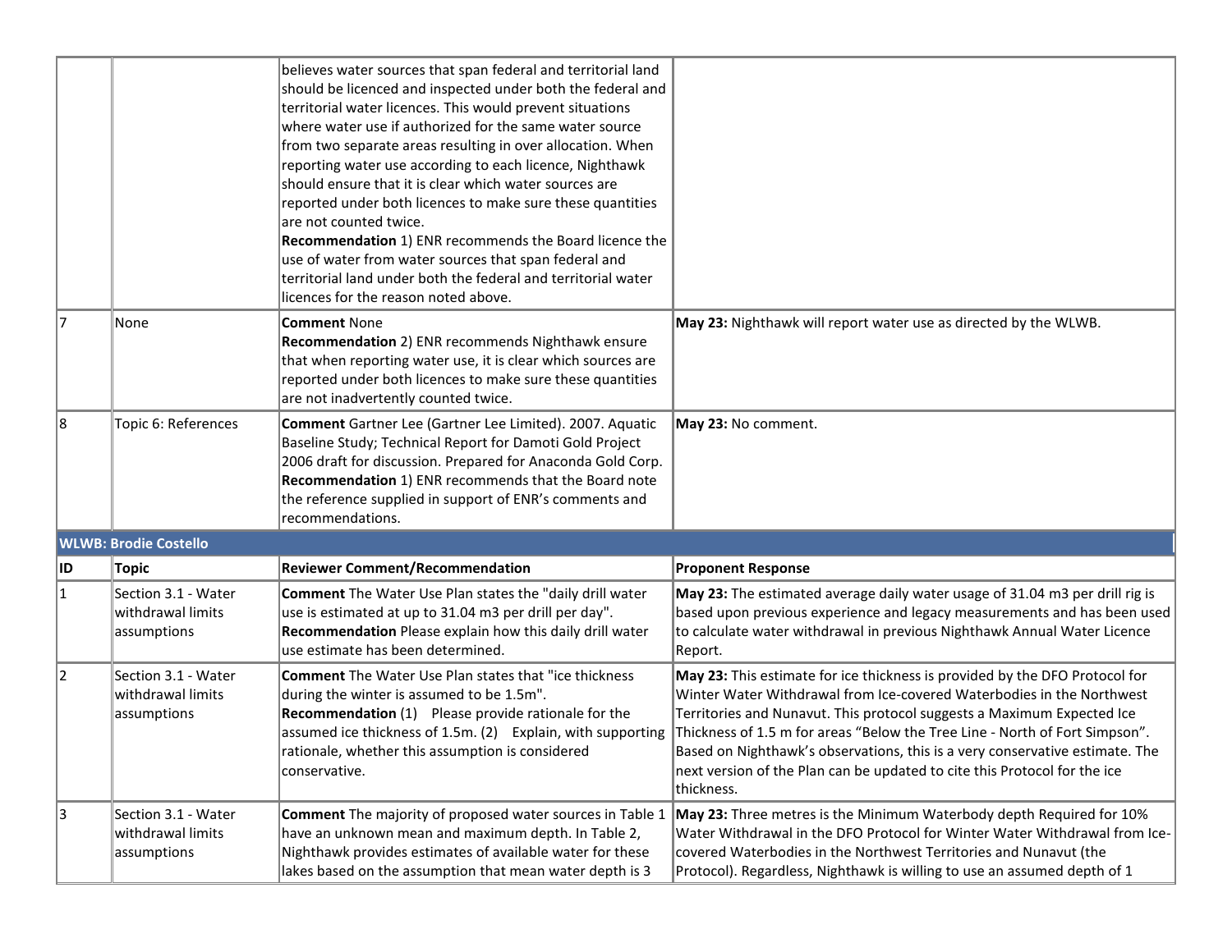| | | | |
|---|---|---|---|
| | | believes water sources that span federal and territorial land should be licenced and inspected under both the federal and territorial water licences. This would prevent situations where water use if authorized for the same water source from two separate areas resulting in over allocation. When reporting water use according to each licence, Nighthawk should ensure that it is clear which water sources are reported under both licences to make sure these quantities are not counted twice. **Recommendation** 1) ENR recommends the Board licence the use of water from water sources that span federal and territorial land under both the federal and territorial water licences for the reason noted above. | |
| 7 | None | **Comment** None **Recommendation** 2) ENR recommends Nighthawk ensure that when reporting water use, it is clear which sources are reported under both licences to make sure these quantities are not inadvertently counted twice. | **May 23:** Nighthawk will report water use as directed by the WLWB. |
| 8 | Topic 6: References | **Comment** Gartner Lee (Gartner Lee Limited). 2007. Aquatic Baseline Study; Technical Report for Damoti Gold Project 2006 draft for discussion. Prepared for Anaconda Gold Corp. **Recommendation** 1) ENR recommends that the Board note the reference supplied in support of ENR's comments and recommendations. | **May 23:** No comment. |
| **WLWB: Brodie Costello** | | | |
| **ID** | **Topic** | **Reviewer Comment/Recommendation** | **Proponent Response** |
| 1 | Section 3.1 - Water withdrawal limits assumptions | **Comment** The Water Use Plan states the "daily drill water use is estimated at up to 31.04 m3 per drill per day". **Recommendation** Please explain how this daily drill water use estimate has been determined. | **May 23:** The estimated average daily water usage of 31.04 m3 per drill rig is based upon previous experience and legacy measurements and has been used to calculate water withdrawal in previous Nighthawk Annual Water Licence Report. |
| 2 | Section 3.1 - Water withdrawal limits assumptions | **Comment** The Water Use Plan states that "ice thickness during the winter is assumed to be 1.5m". **Recommendation** (1) Please provide rationale for the assumed ice thickness of 1.5m. (2) Explain, with supporting rationale, whether this assumption is considered conservative. | **May 23:** This estimate for ice thickness is provided by the DFO Protocol for Winter Water Withdrawal from Ice-covered Waterbodies in the Northwest Territories and Nunavut. This protocol suggests a Maximum Expected Ice Thickness of 1.5 m for areas "Below the Tree Line - North of Fort Simpson". Based on Nighthawk's observations, this is a very conservative estimate. The next version of the Plan can be updated to cite this Protocol for the ice thickness. |
| 3 | Section 3.1 - Water withdrawal limits assumptions | **Comment** The majority of proposed water sources in Table 1 have an unknown mean and maximum depth. In Table 2, Nighthawk provides estimates of available water for these lakes based on the assumption that mean water depth is 3 | **May 23:** Three metres is the Minimum Waterbody depth Required for 10% Water Withdrawal in the DFO Protocol for Winter Water Withdrawal from Ice-covered Waterbodies in the Northwest Territories and Nunavut (the Protocol). Regardless, Nighthawk is willing to use an assumed depth of 1 |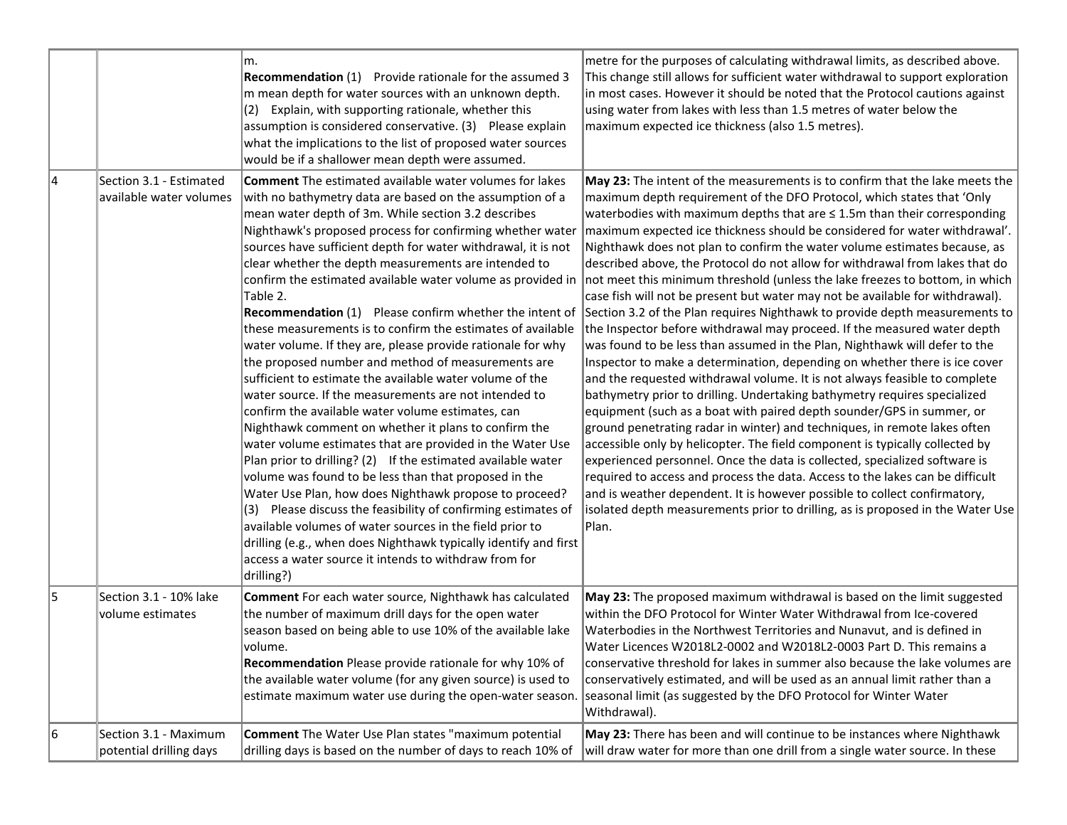| | | | |
|---|---|---|---|
| | | m.<br>**Recommendation** (1) Provide rationale for the assumed 3 m mean depth for water sources with an unknown depth. (2) Explain, with supporting rationale, whether this assumption is considered conservative. (3) Please explain what the implications to the list of proposed water sources would be if a shallower mean depth were assumed. | metre for the purposes of calculating withdrawal limits, as described above. This change still allows for sufficient water withdrawal to support exploration in most cases. However it should be noted that the Protocol cautions against using water from lakes with less than 1.5 metres of water below the maximum expected ice thickness (also 1.5 metres). |
| 4 | Section 3.1 - Estimated available water volumes | **Comment** The estimated available water volumes for lakes with no bathymetry data are based on the assumption of a mean water depth of 3m. While section 3.2 describes Nighthawk's proposed process for confirming whether water sources have sufficient depth for water withdrawal, it is not clear whether the depth measurements are intended to confirm the estimated available water volume as provided in Table 2.<br>**Recommendation** (1) Please confirm whether the intent of these measurements is to confirm the estimates of available water volume. If they are, please provide rationale for why the proposed number and method of measurements are sufficient to estimate the available water volume of the water source. If the measurements are not intended to confirm the available water volume estimates, can Nighthawk comment on whether it plans to confirm the water volume estimates that are provided in the Water Use Plan prior to drilling? (2) If the estimated available water volume was found to be less than that proposed in the Water Use Plan, how does Nighthawk propose to proceed? (3) Please discuss the feasibility of confirming estimates of available volumes of water sources in the field prior to drilling (e.g., when does Nighthawk typically identify and first access a water source it intends to withdraw from for drilling?) | **May 23:** The intent of the measurements is to confirm that the lake meets the maximum depth requirement of the DFO Protocol, which states that 'Only waterbodies with maximum depths that are ≤ 1.5m than their corresponding maximum expected ice thickness should be considered for water withdrawal'. Nighthawk does not plan to confirm the water volume estimates because, as described above, the Protocol do not allow for withdrawal from lakes that do not meet this minimum threshold (unless the lake freezes to bottom, in which case fish will not be present but water may not be available for withdrawal). Section 3.2 of the Plan requires Nighthawk to provide depth measurements to the Inspector before withdrawal may proceed. If the measured water depth was found to be less than assumed in the Plan, Nighthawk will defer to the Inspector to make a determination, depending on whether there is ice cover and the requested withdrawal volume. It is not always feasible to complete bathymetry prior to drilling. Undertaking bathymetry requires specialized equipment (such as a boat with paired depth sounder/GPS in summer, or ground penetrating radar in winter) and techniques, in remote lakes often accessible only by helicopter. The field component is typically collected by experienced personnel. Once the data is collected, specialized software is required to access and process the data. Access to the lakes can be difficult and is weather dependent. It is however possible to collect confirmatory, isolated depth measurements prior to drilling, as is proposed in the Water Use Plan. |
| 5 | Section 3.1 - 10% lake volume estimates | **Comment** For each water source, Nighthawk has calculated the number of maximum drill days for the open water season based on being able to use 10% of the available lake volume.<br>**Recommendation** Please provide rationale for why 10% of the available water volume (for any given source) is used to estimate maximum water use during the open-water season. | **May 23:** The proposed maximum withdrawal is based on the limit suggested within the DFO Protocol for Winter Water Withdrawal from Ice-covered Waterbodies in the Northwest Territories and Nunavut, and is defined in Water Licences W2018L2-0002 and W2018L2-0003 Part D. This remains a conservative threshold for lakes in summer also because the lake volumes are conservatively estimated, and will be used as an annual limit rather than a seasonal limit (as suggested by the DFO Protocol for Winter Water Withdrawal). |
| 6 | Section 3.1 - Maximum potential drilling days | **Comment** The Water Use Plan states "maximum potential drilling days is based on the number of days to reach 10% of | **May 23:** There has been and will continue to be instances where Nighthawk will draw water for more than one drill from a single water source. In these |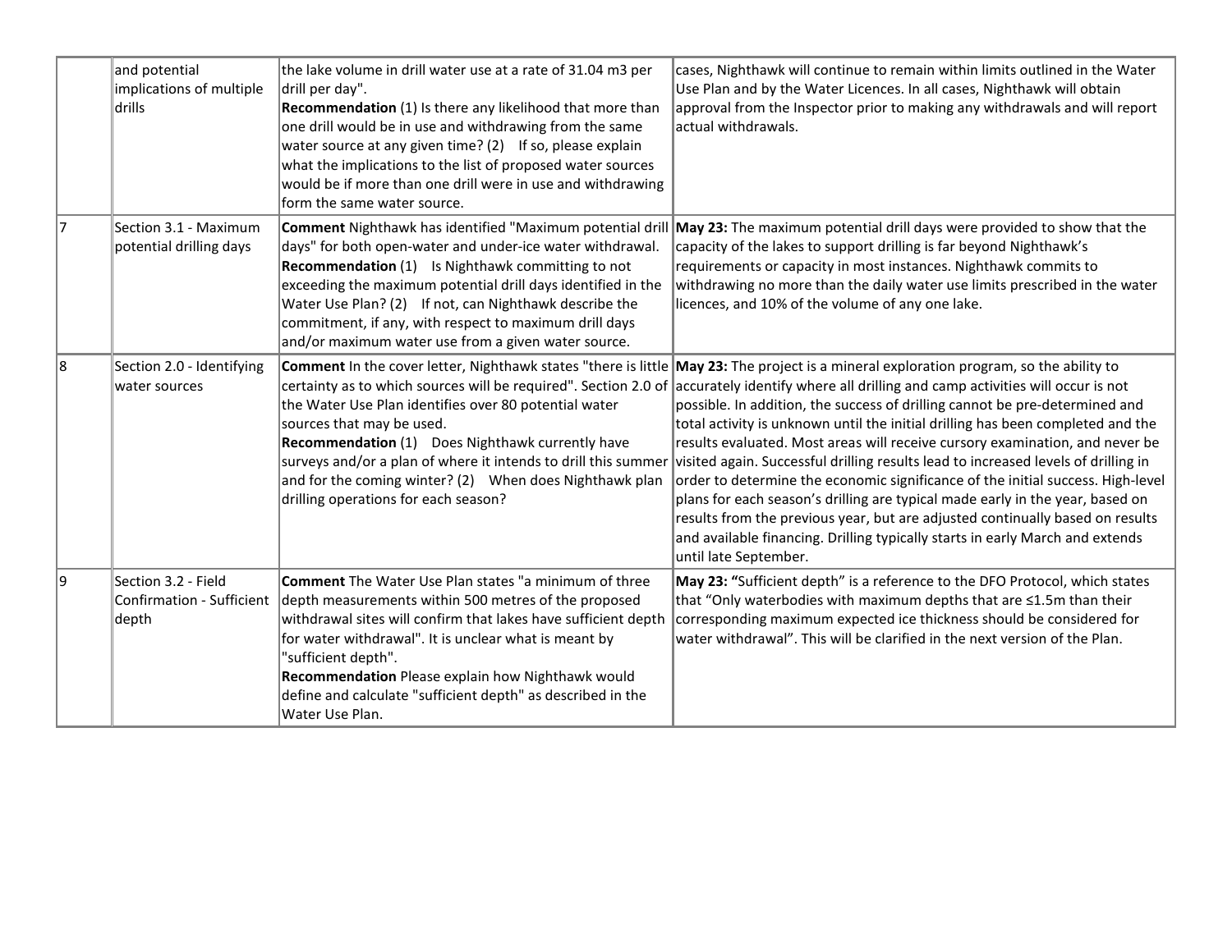| | | | |
|---|---|---|---|
| | and potential implications of multiple drills | the lake volume in drill water use at a rate of 31.04 m3 per drill per day". **Recommendation** (1) Is there any likelihood that more than one drill would be in use and withdrawing from the same water source at any given time? (2) If so, please explain what the implications to the list of proposed water sources would be if more than one drill were in use and withdrawing form the same water source. | cases, Nighthawk will continue to remain within limits outlined in the Water Use Plan and by the Water Licences. In all cases, Nighthawk will obtain approval from the Inspector prior to making any withdrawals and will report actual withdrawals. |
| 7 | Section 3.1 - Maximum potential drilling days | **Comment** Nighthawk has identified "Maximum potential drill days" for both open-water and under-ice water withdrawal. **Recommendation** (1) Is Nighthawk committing to not exceeding the maximum potential drill days identified in the Water Use Plan? (2) If not, can Nighthawk describe the commitment, if any, with respect to maximum drill days and/or maximum water use from a given water source. | **May 23:** The maximum potential drill days were provided to show that the capacity of the lakes to support drilling is far beyond Nighthawk's requirements or capacity in most instances. Nighthawk commits to withdrawing no more than the daily water use limits prescribed in the water licences, and 10% of the volume of any one lake. |
| 8 | Section 2.0 - Identifying water sources | **Comment** In the cover letter, Nighthawk states "there is little certainty as to which sources will be required". Section 2.0 of the Water Use Plan identifies over 80 potential water sources that may be used. **Recommendation** (1) Does Nighthawk currently have surveys and/or a plan of where it intends to drill this summer and for the coming winter? (2) When does Nighthawk plan drilling operations for each season? | **May 23:** The project is a mineral exploration program, so the ability to accurately identify where all drilling and camp activities will occur is not possible. In addition, the success of drilling cannot be pre-determined and total activity is unknown until the initial drilling has been completed and the results evaluated. Most areas will receive cursory examination, and never be visited again. Successful drilling results lead to increased levels of drilling in order to determine the economic significance of the initial success. High-level plans for each season's drilling are typical made early in the year, based on results from the previous year, but are adjusted continually based on results and available financing. Drilling typically starts in early March and extends until late September. |
| 9 | Section 3.2 - Field Confirmation - Sufficient depth | **Comment** The Water Use Plan states "a minimum of three depth measurements within 500 metres of the proposed withdrawal sites will confirm that lakes have sufficient depth for water withdrawal". It is unclear what is meant by "sufficient depth". **Recommendation** Please explain how Nighthawk would define and calculate "sufficient depth" as described in the Water Use Plan. | **May 23:** "Sufficient depth" is a reference to the DFO Protocol, which states that "Only waterbodies with maximum depths that are ≤1.5m than their corresponding maximum expected ice thickness should be considered for water withdrawal". This will be clarified in the next version of the Plan. |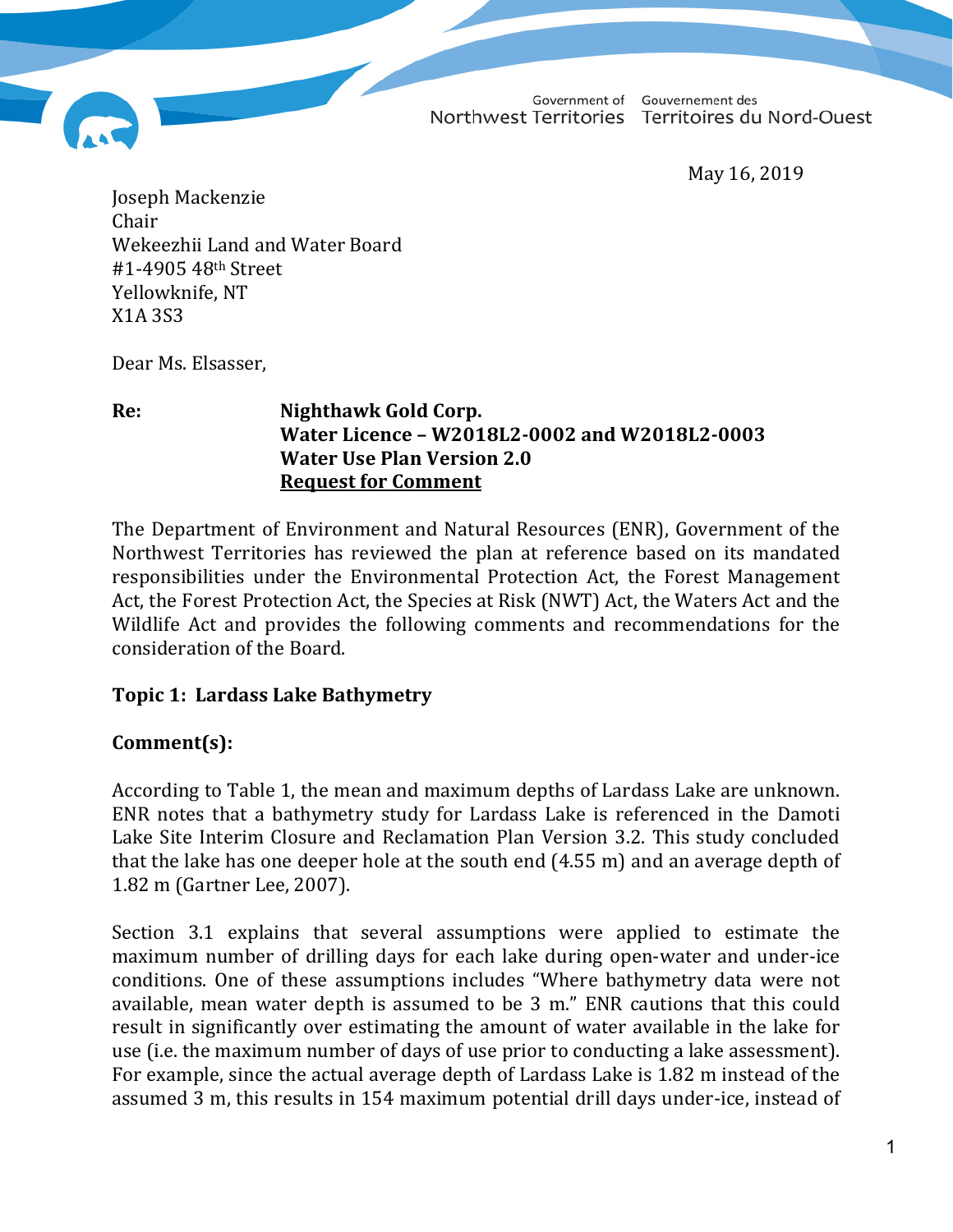Government of Northwest Territories Gouvernement des Territoires du Nord-Ouest

May 16, 2019

Joseph Mackenzie
Chair
Wekeezhii Land and Water Board
#1-4905 48th Street
Yellowknife, NT
X1A 3S3

Dear Ms. Elsasser,

**Re: Nighthawk Gold Corp.**
**Water Licence – W2018L2-0002 and W2018L2-0003**
**Water Use Plan Version 2.0**
**<u>Request for Comment</u>**

The Department of Environment and Natural Resources (ENR), Government of the Northwest Territories has reviewed the plan at reference based on its mandated responsibilities under the Environmental Protection Act, the Forest Management Act, the Forest Protection Act, the Species at Risk (NWT) Act, the Waters Act and the Wildlife Act and provides the following comments and recommendations for the consideration of the Board.

**Topic 1: Lardass Lake Bathymetry**

**Comment(s):**

According to Table 1, the mean and maximum depths of Lardass Lake are unknown. ENR notes that a bathymetry study for Lardass Lake is referenced in the Damoti Lake Site Interim Closure and Reclamation Plan Version 3.2. This study concluded that the lake has one deeper hole at the south end (4.55 m) and an average depth of 1.82 m (Gartner Lee, 2007).

Section 3.1 explains that several assumptions were applied to estimate the maximum number of drilling days for each lake during open-water and under-ice conditions. One of these assumptions includes "Where bathymetry data were not available, mean water depth is assumed to be 3 m." ENR cautions that this could result in significantly over estimating the amount of water available in the lake for use (i.e. the maximum number of days of use prior to conducting a lake assessment). For example, since the actual average depth of Lardass Lake is 1.82 m instead of the assumed 3 m, this results in 154 maximum potential drill days under-ice, instead of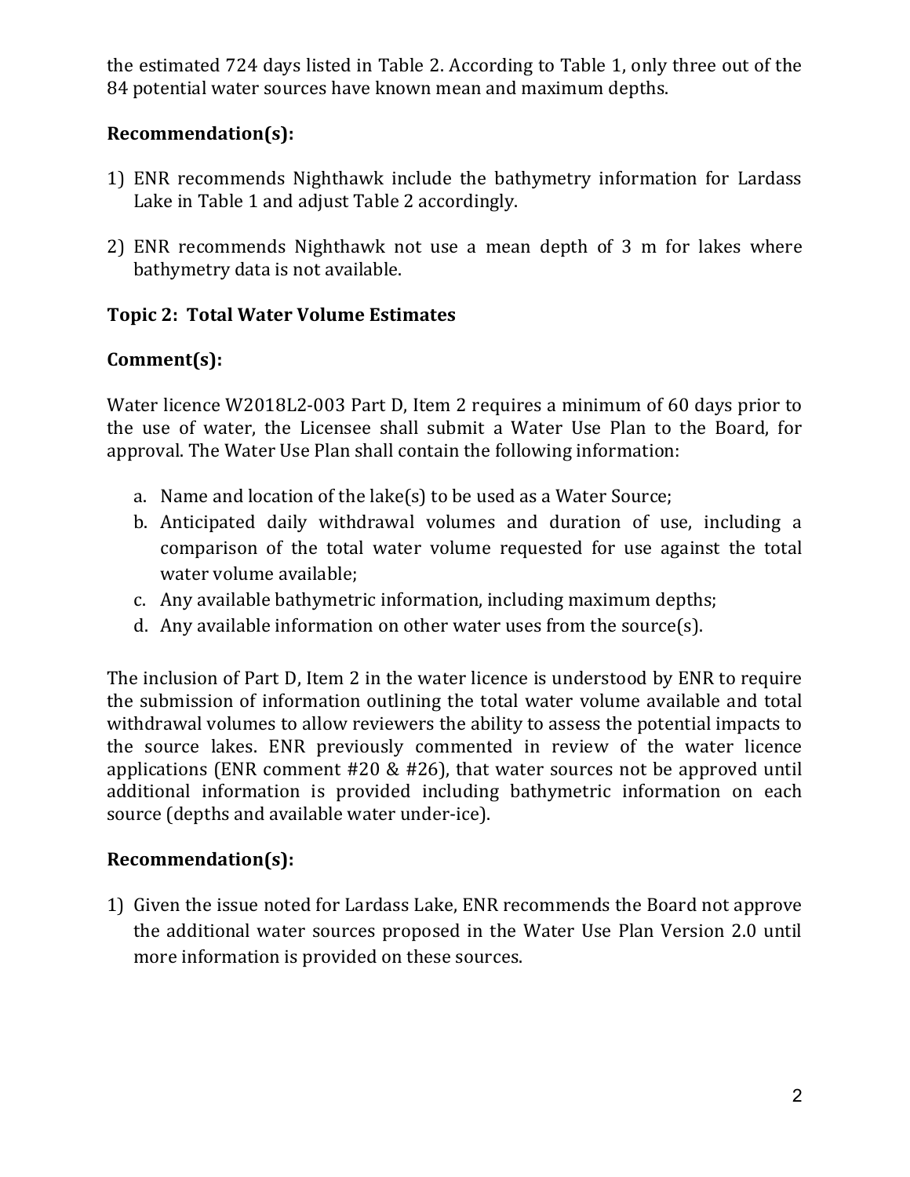the estimated 724 days listed in Table 2. According to Table 1, only three out of the 84 potential water sources have known mean and maximum depths.

**Recommendation(s):**

1) ENR recommends Nighthawk include the bathymetry information for Lardass Lake in Table 1 and adjust Table 2 accordingly.

2) ENR recommends Nighthawk not use a mean depth of 3 m for lakes where bathymetry data is not available.

**Topic 2: Total Water Volume Estimates**

**Comment(s):**

Water licence W2018L2-003 Part D, Item 2 requires a minimum of 60 days prior to the use of water, the Licensee shall submit a Water Use Plan to the Board, for approval. The Water Use Plan shall contain the following information:

a. Name and location of the lake(s) to be used as a Water Source;
b. Anticipated daily withdrawal volumes and duration of use, including a comparison of the total water volume requested for use against the total water volume available;
c. Any available bathymetric information, including maximum depths;
d. Any available information on other water uses from the source(s).

The inclusion of Part D, Item 2 in the water licence is understood by ENR to require the submission of information outlining the total water volume available and total withdrawal volumes to allow reviewers the ability to assess the potential impacts to the source lakes. ENR previously commented in review of the water licence applications (ENR comment #20 & #26), that water sources not be approved until additional information is provided including bathymetric information on each source (depths and available water under-ice).

**Recommendation(s):**

1) Given the issue noted for Lardass Lake, ENR recommends the Board not approve the additional water sources proposed in the Water Use Plan Version 2.0 until more information is provided on these sources.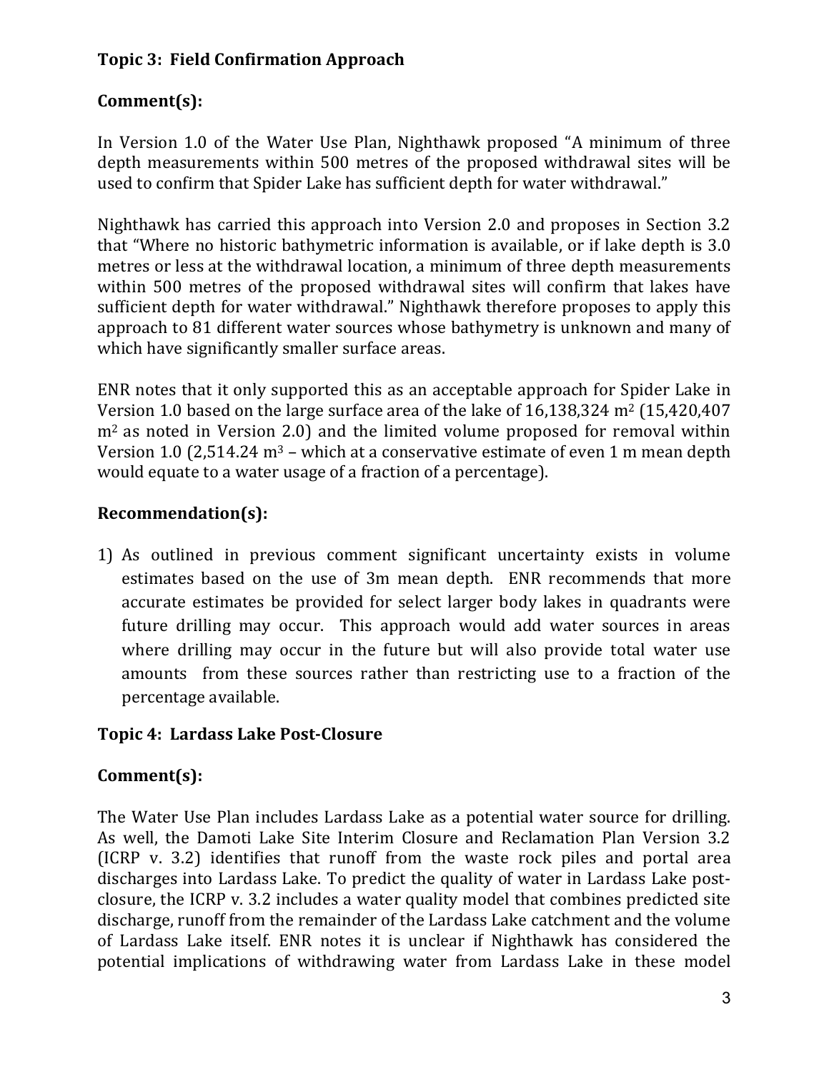**Topic 3: Field Confirmation Approach**

**Comment(s):**

In Version 1.0 of the Water Use Plan, Nighthawk proposed "A minimum of three depth measurements within 500 metres of the proposed withdrawal sites will be used to confirm that Spider Lake has sufficient depth for water withdrawal."

Nighthawk has carried this approach into Version 2.0 and proposes in Section 3.2 that "Where no historic bathymetric information is available, or if lake depth is 3.0 metres or less at the withdrawal location, a minimum of three depth measurements within 500 metres of the proposed withdrawal sites will confirm that lakes have sufficient depth for water withdrawal." Nighthawk therefore proposes to apply this approach to 81 different water sources whose bathymetry is unknown and many of which have significantly smaller surface areas.

ENR notes that it only supported this as an acceptable approach for Spider Lake in Version 1.0 based on the large surface area of the lake of 16,138,324 $m^2$ (15,420,407 $m^2$ as noted in Version 2.0) and the limited volume proposed for removal within Version 1.0 (2,514.24 $m^3$ – which at a conservative estimate of even 1 m mean depth would equate to a water usage of a fraction of a percentage).

**Recommendation(s):**

1) As outlined in previous comment significant uncertainty exists in volume estimates based on the use of 3m mean depth. ENR recommends that more accurate estimates be provided for select larger body lakes in quadrants were future drilling may occur. This approach would add water sources in areas where drilling may occur in the future but will also provide total water use amounts from these sources rather than restricting use to a fraction of the percentage available.

**Topic 4: Lardass Lake Post-Closure**

**Comment(s):**

The Water Use Plan includes Lardass Lake as a potential water source for drilling. As well, the Damoti Lake Site Interim Closure and Reclamation Plan Version 3.2 (ICRP v. 3.2) identifies that runoff from the waste rock piles and portal area discharges into Lardass Lake. To predict the quality of water in Lardass Lake post-closure, the ICRP v. 3.2 includes a water quality model that combines predicted site discharge, runoff from the remainder of the Lardass Lake catchment and the volume of Lardass Lake itself. ENR notes it is unclear if Nighthawk has considered the potential implications of withdrawing water from Lardass Lake in these model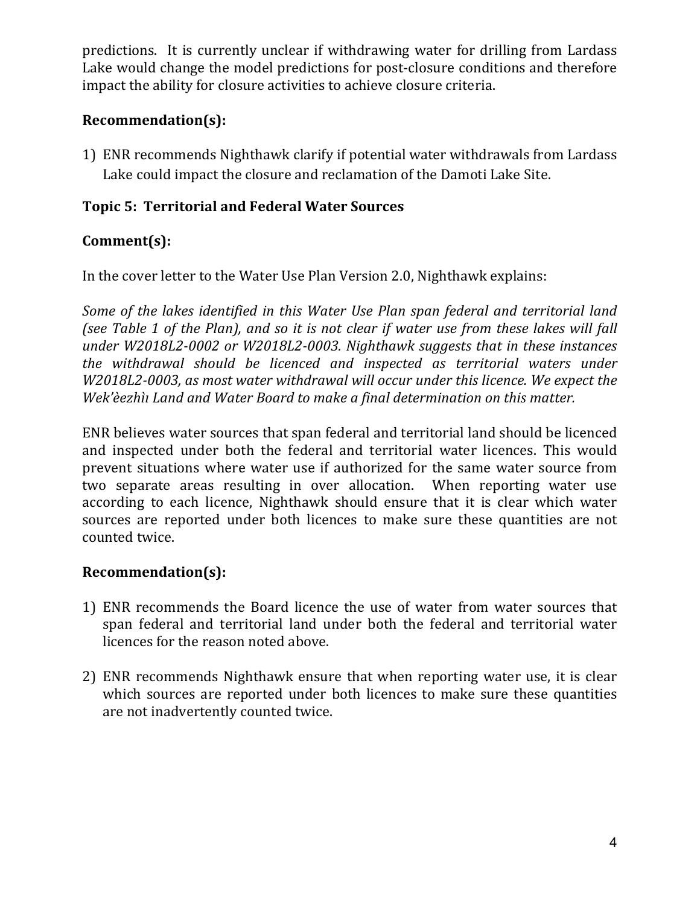predictions. It is currently unclear if withdrawing water for drilling from Lardass Lake would change the model predictions for post-closure conditions and therefore impact the ability for closure activities to achieve closure criteria.

**Recommendation(s):**

1) ENR recommends Nighthawk clarify if potential water withdrawals from Lardass Lake could impact the closure and reclamation of the Damoti Lake Site.

### Topic 5: Territorial and Federal Water Sources

**Comment(s):**

In the cover letter to the Water Use Plan Version 2.0, Nighthawk explains:

*Some of the lakes identified in this Water Use Plan span federal and territorial land (see Table 1 of the Plan), and so it is not clear if water use from these lakes will fall under W2018L2-0002 or W2018L2-0003. Nighthawk suggests that in these instances the withdrawal should be licenced and inspected as territorial waters under W2018L2-0003, as most water withdrawal will occur under this licence. We expect the Wek'èezhìı Land and Water Board to make a final determination on this matter.*

ENR believes water sources that span federal and territorial land should be licenced and inspected under both the federal and territorial water licences. This would prevent situations where water use if authorized for the same water source from two separate areas resulting in over allocation. When reporting water use according to each licence, Nighthawk should ensure that it is clear which water sources are reported under both licences to make sure these quantities are not counted twice.

**Recommendation(s):**

1) ENR recommends the Board licence the use of water from water sources that span federal and territorial land under both the federal and territorial water licences for the reason noted above.

2) ENR recommends Nighthawk ensure that when reporting water use, it is clear which sources are reported under both licences to make sure these quantities are not inadvertently counted twice.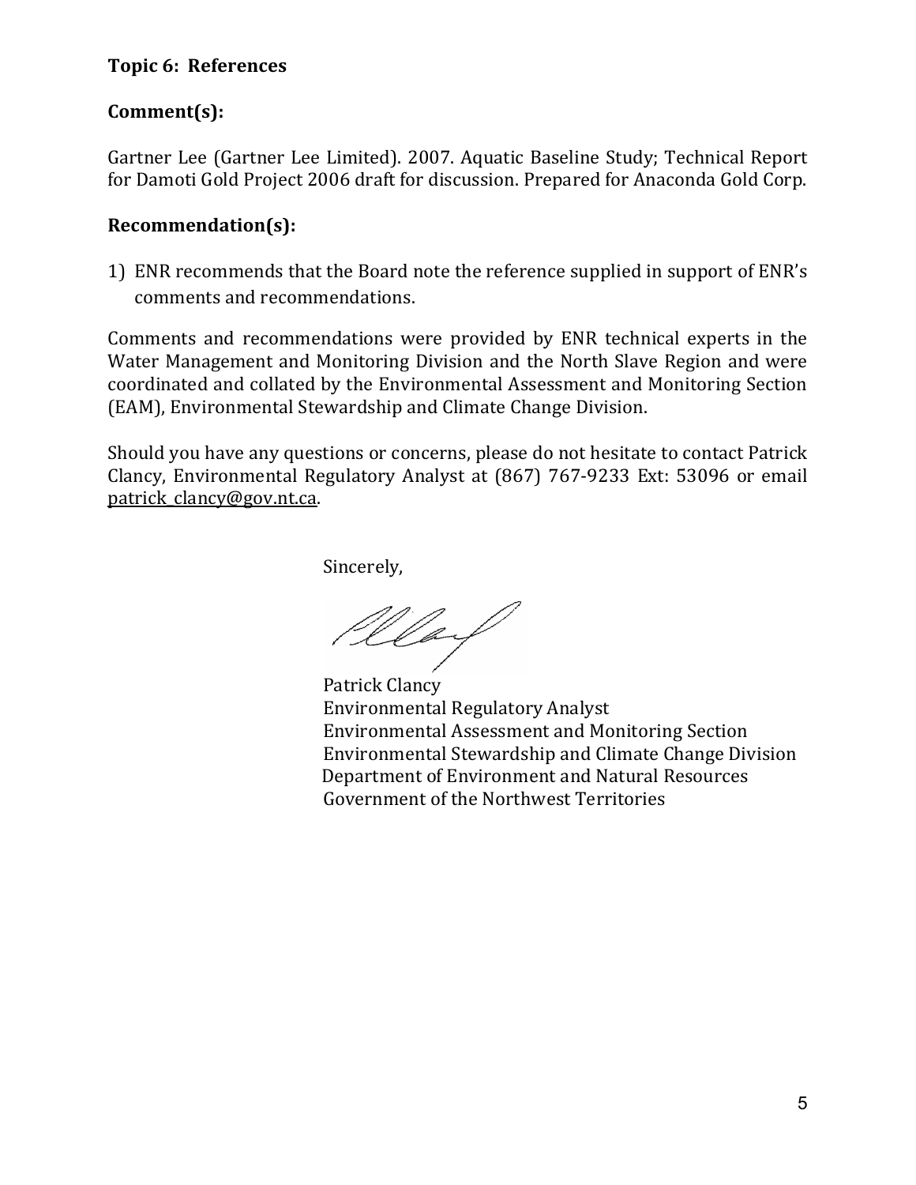**Topic 6: References**

**Comment(s):**

Gartner Lee (Gartner Lee Limited). 2007. Aquatic Baseline Study; Technical Report for Damoti Gold Project 2006 draft for discussion. Prepared for Anaconda Gold Corp.

**Recommendation(s):**

1) ENR recommends that the Board note the reference supplied in support of ENR's comments and recommendations.

Comments and recommendations were provided by ENR technical experts in the Water Management and Monitoring Division and the North Slave Region and were coordinated and collated by the Environmental Assessment and Monitoring Section (EAM), Environmental Stewardship and Climate Change Division.

Should you have any questions or concerns, please do not hesitate to contact Patrick Clancy, Environmental Regulatory Analyst at (867) 767-9233 Ext: 53096 or email patrick_clancy@gov.nt.ca.

Sincerely,

Patrick Clancy
Environmental Regulatory Analyst
Environmental Assessment and Monitoring Section
Environmental Stewardship and Climate Change Division
Department of Environment and Natural Resources
Government of the Northwest Territories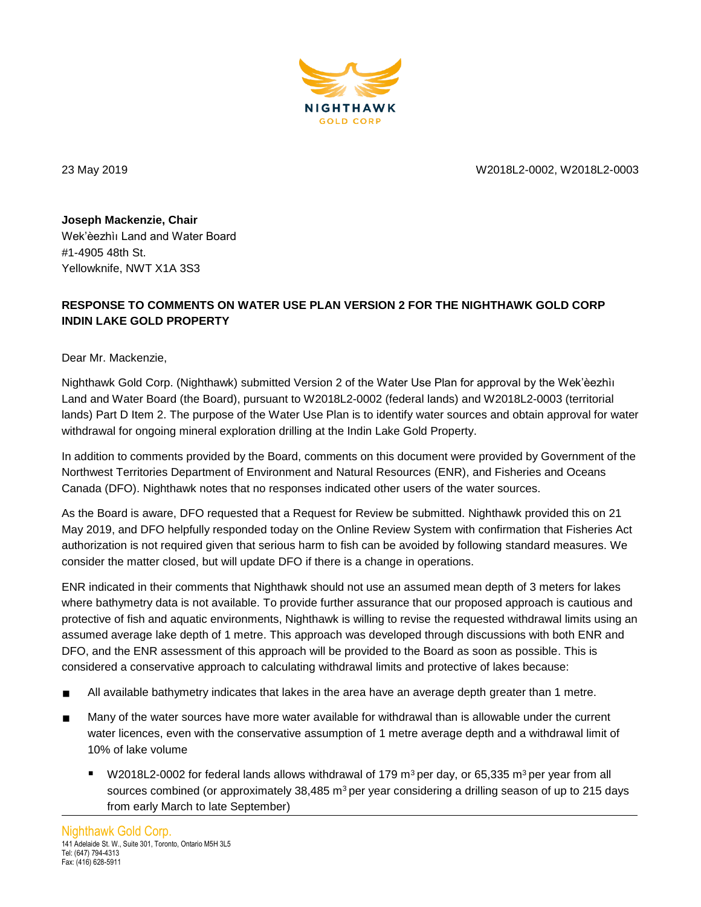NIGHTHAWK
GOLD CORP

23 May 2019

W2018L2-0002, W2018L2-0003

**Joseph Mackenzie, Chair**
Wek'èezhìı Land and Water Board
#1-4905 48th St.
Yellowknife, NWT X1A 3S3

**RESPONSE TO COMMENTS ON WATER USE PLAN VERSION 2 FOR THE NIGHTHAWK GOLD CORP INDIN LAKE GOLD PROPERTY**

Dear Mr. Mackenzie,

Nighthawk Gold Corp. (Nighthawk) submitted Version 2 of the Water Use Plan for approval by the Wek'èezhìı Land and Water Board (the Board), pursuant to W2018L2-0002 (federal lands) and W2018L2-0003 (territorial lands) Part D Item 2. The purpose of the Water Use Plan is to identify water sources and obtain approval for water withdrawal for ongoing mineral exploration drilling at the Indin Lake Gold Property.

In addition to comments provided by the Board, comments on this document were provided by Government of the Northwest Territories Department of Environment and Natural Resources (ENR), and Fisheries and Oceans Canada (DFO). Nighthawk notes that no responses indicated other users of the water sources.

As the Board is aware, DFO requested that a Request for Review be submitted. Nighthawk provided this on 21 May 2019, and DFO helpfully responded today on the Online Review System with confirmation that Fisheries Act authorization is not required given that serious harm to fish can be avoided by following standard measures. We consider the matter closed, but will update DFO if there is a change in operations.

ENR indicated in their comments that Nighthawk should not use an assumed mean depth of 3 meters for lakes where bathymetry data is not available. To provide further assurance that our proposed approach is cautious and protective of fish and aquatic environments, Nighthawk is willing to revise the requested withdrawal limits using an assumed average lake depth of 1 metre. This approach was developed through discussions with both ENR and DFO, and the ENR assessment of this approach will be provided to the Board as soon as possible. This is considered a conservative approach to calculating withdrawal limits and protective of lakes because:

- All available bathymetry indicates that lakes in the area have an average depth greater than 1 metre.
- Many of the water sources have more water available for withdrawal than is allowable under the current water licences, even with the conservative assumption of 1 metre average depth and a withdrawal limit of 10% of lake volume
  - W2018L2-0002 for federal lands allows withdrawal of 179 m$^3$ per day, or 65,335 m$^3$ per year from all sources combined (or approximately 38,485 m$^3$ per year considering a drilling season of up to 215 days from early March to late September)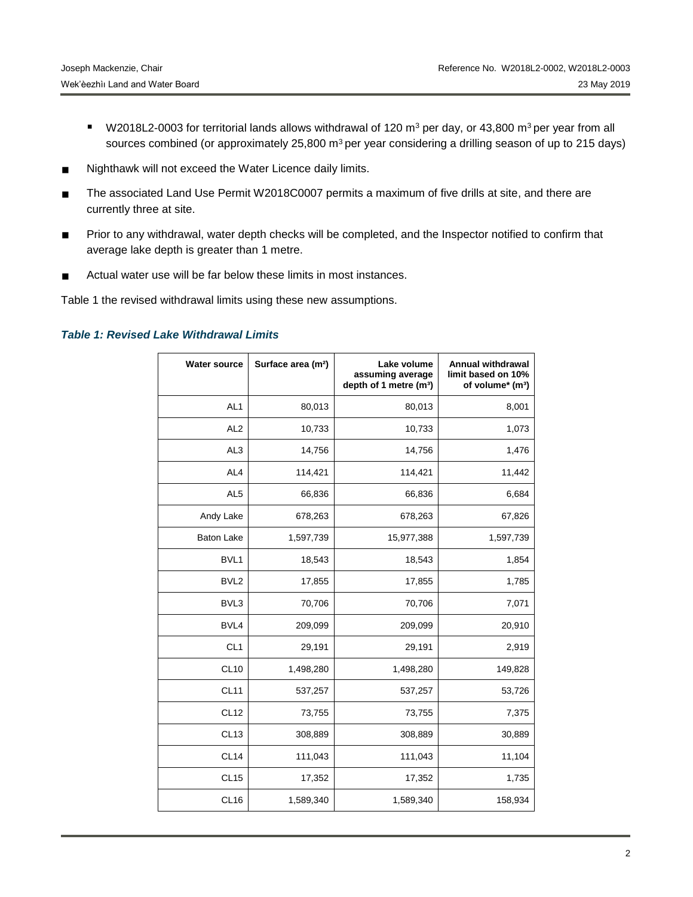- W2018L2-0003 for territorial lands allows withdrawal of 120 m³ per day, or 43,800 m³ per year from all sources combined (or approximately 25,800 m³ per year considering a drilling season of up to 215 days)

- Nighthawk will not exceed the Water Licence daily limits.
- The associated Land Use Permit W2018C0007 permits a maximum of five drills at site, and there are currently three at site.
- Prior to any withdrawal, water depth checks will be completed, and the Inspector notified to confirm that average lake depth is greater than 1 metre.
- Actual water use will be far below these limits in most instances.

Table 1 the revised withdrawal limits using these new assumptions.

***Table 1: Revised Lake Withdrawal Limits***

| Water source | Surface area (m²) | Lake volume assuming average depth of 1 metre (m³) | Annual withdrawal limit based on 10% of volume* (m³) |
|---:|---:|---:|---:|
| AL1 | 80,013 | 80,013 | 8,001 |
| AL2 | 10,733 | 10,733 | 1,073 |
| AL3 | 14,756 | 14,756 | 1,476 |
| AL4 | 114,421 | 114,421 | 11,442 |
| AL5 | 66,836 | 66,836 | 6,684 |
| Andy Lake | 678,263 | 678,263 | 67,826 |
| Baton Lake | 1,597,739 | 15,977,388 | 1,597,739 |
| BVL1 | 18,543 | 18,543 | 1,854 |
| BVL2 | 17,855 | 17,855 | 1,785 |
| BVL3 | 70,706 | 70,706 | 7,071 |
| BVL4 | 209,099 | 209,099 | 20,910 |
| CL1 | 29,191 | 29,191 | 2,919 |
| CL10 | 1,498,280 | 1,498,280 | 149,828 |
| CL11 | 537,257 | 537,257 | 53,726 |
| CL12 | 73,755 | 73,755 | 7,375 |
| CL13 | 308,889 | 308,889 | 30,889 |
| CL14 | 111,043 | 111,043 | 11,104 |
| CL15 | 17,352 | 17,352 | 1,735 |
| CL16 | 1,589,340 | 1,589,340 | 158,934 |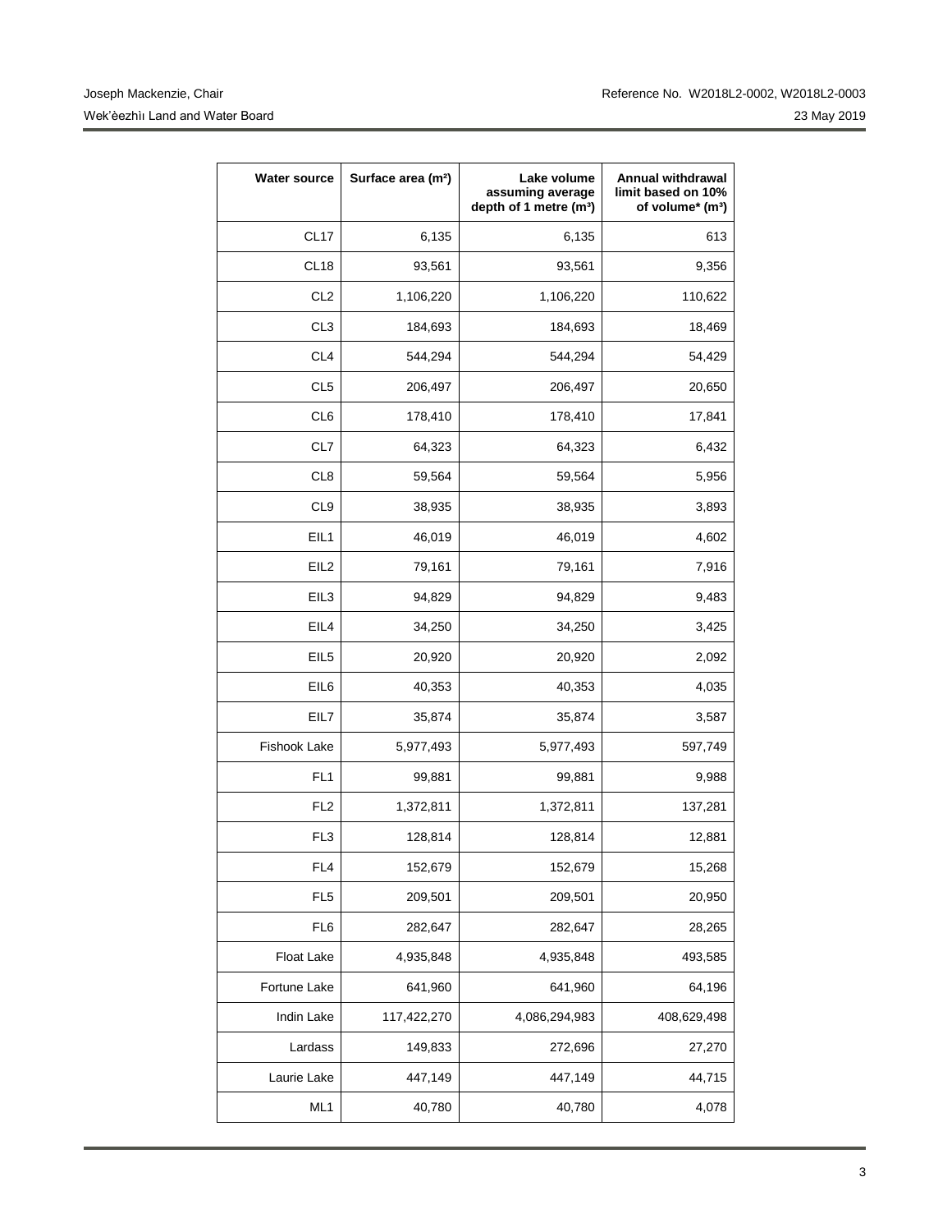| Water source | Surface area (m²) | Lake volume assuming average depth of 1 metre (m³) | Annual withdrawal limit based on 10% of volume* (m³) |
|---|---|---|---|
| CL17 | 6,135 | 6,135 | 613 |
| CL18 | 93,561 | 93,561 | 9,356 |
| CL2 | 1,106,220 | 1,106,220 | 110,622 |
| CL3 | 184,693 | 184,693 | 18,469 |
| CL4 | 544,294 | 544,294 | 54,429 |
| CL5 | 206,497 | 206,497 | 20,650 |
| CL6 | 178,410 | 178,410 | 17,841 |
| CL7 | 64,323 | 64,323 | 6,432 |
| CL8 | 59,564 | 59,564 | 5,956 |
| CL9 | 38,935 | 38,935 | 3,893 |
| EIL1 | 46,019 | 46,019 | 4,602 |
| EIL2 | 79,161 | 79,161 | 7,916 |
| EIL3 | 94,829 | 94,829 | 9,483 |
| EIL4 | 34,250 | 34,250 | 3,425 |
| EIL5 | 20,920 | 20,920 | 2,092 |
| EIL6 | 40,353 | 40,353 | 4,035 |
| EIL7 | 35,874 | 35,874 | 3,587 |
| Fishook Lake | 5,977,493 | 5,977,493 | 597,749 |
| FL1 | 99,881 | 99,881 | 9,988 |
| FL2 | 1,372,811 | 1,372,811 | 137,281 |
| FL3 | 128,814 | 128,814 | 12,881 |
| FL4 | 152,679 | 152,679 | 15,268 |
| FL5 | 209,501 | 209,501 | 20,950 |
| FL6 | 282,647 | 282,647 | 28,265 |
| Float Lake | 4,935,848 | 4,935,848 | 493,585 |
| Fortune Lake | 641,960 | 641,960 | 64,196 |
| Indin Lake | 117,422,270 | 4,086,294,983 | 408,629,498 |
| Lardass | 149,833 | 272,696 | 27,270 |
| Laurie Lake | 447,149 | 447,149 | 44,715 |
| ML1 | 40,780 | 40,780 | 4,078 |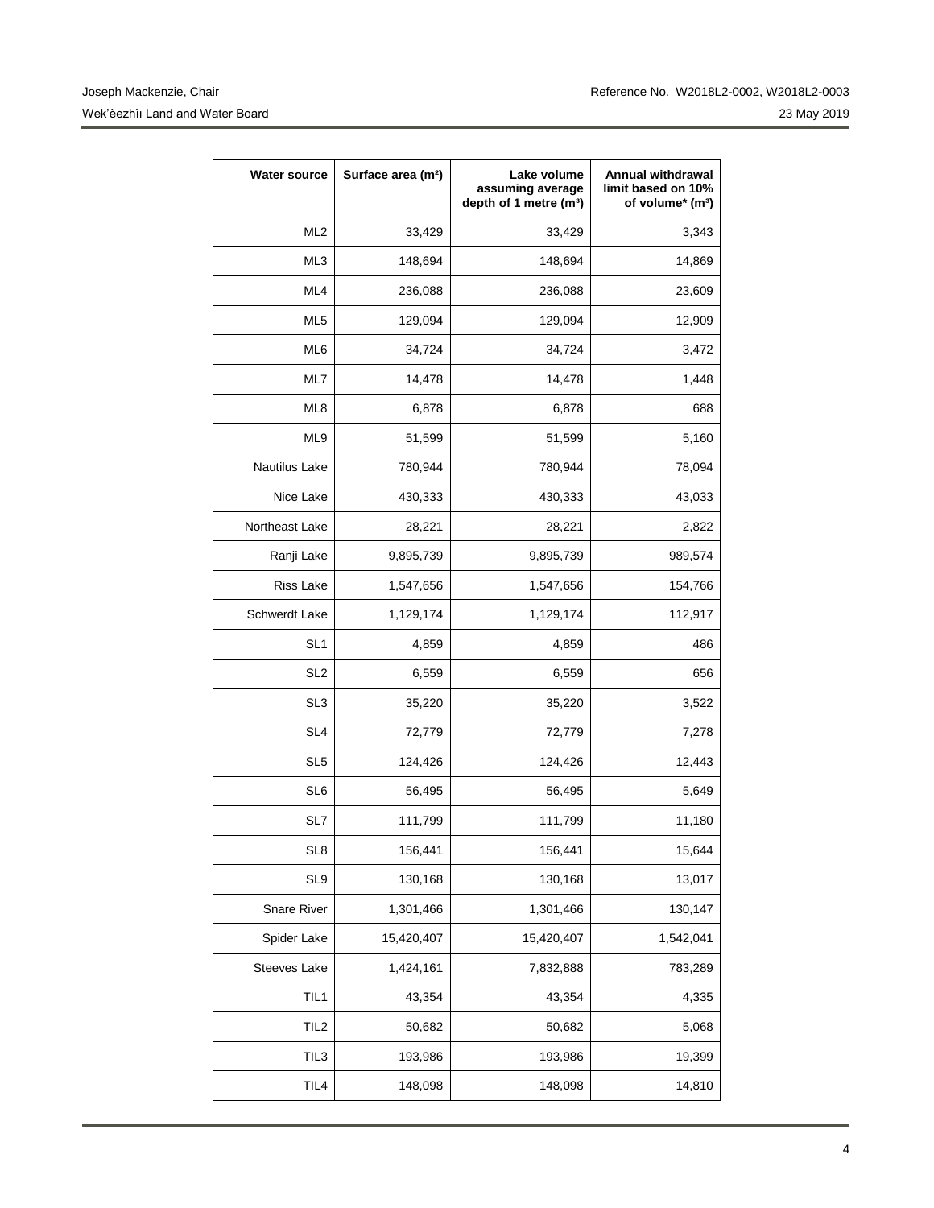| Water source | Surface area (m²) | Lake volume assuming average depth of 1 metre (m³) | Annual withdrawal limit based on 10% of volume* (m³) |
|---|---|---|---|
| ML2 | 33,429 | 33,429 | 3,343 |
| ML3 | 148,694 | 148,694 | 14,869 |
| ML4 | 236,088 | 236,088 | 23,609 |
| ML5 | 129,094 | 129,094 | 12,909 |
| ML6 | 34,724 | 34,724 | 3,472 |
| ML7 | 14,478 | 14,478 | 1,448 |
| ML8 | 6,878 | 6,878 | 688 |
| ML9 | 51,599 | 51,599 | 5,160 |
| Nautilus Lake | 780,944 | 780,944 | 78,094 |
| Nice Lake | 430,333 | 430,333 | 43,033 |
| Northeast Lake | 28,221 | 28,221 | 2,822 |
| Ranji Lake | 9,895,739 | 9,895,739 | 989,574 |
| Riss Lake | 1,547,656 | 1,547,656 | 154,766 |
| Schwerdt Lake | 1,129,174 | 1,129,174 | 112,917 |
| SL1 | 4,859 | 4,859 | 486 |
| SL2 | 6,559 | 6,559 | 656 |
| SL3 | 35,220 | 35,220 | 3,522 |
| SL4 | 72,779 | 72,779 | 7,278 |
| SL5 | 124,426 | 124,426 | 12,443 |
| SL6 | 56,495 | 56,495 | 5,649 |
| SL7 | 111,799 | 111,799 | 11,180 |
| SL8 | 156,441 | 156,441 | 15,644 |
| SL9 | 130,168 | 130,168 | 13,017 |
| Snare River | 1,301,466 | 1,301,466 | 130,147 |
| Spider Lake | 15,420,407 | 15,420,407 | 1,542,041 |
| Steeves Lake | 1,424,161 | 7,832,888 | 783,289 |
| TIL1 | 43,354 | 43,354 | 4,335 |
| TIL2 | 50,682 | 50,682 | 5,068 |
| TIL3 | 193,986 | 193,986 | 19,399 |
| TIL4 | 148,098 | 148,098 | 14,810 |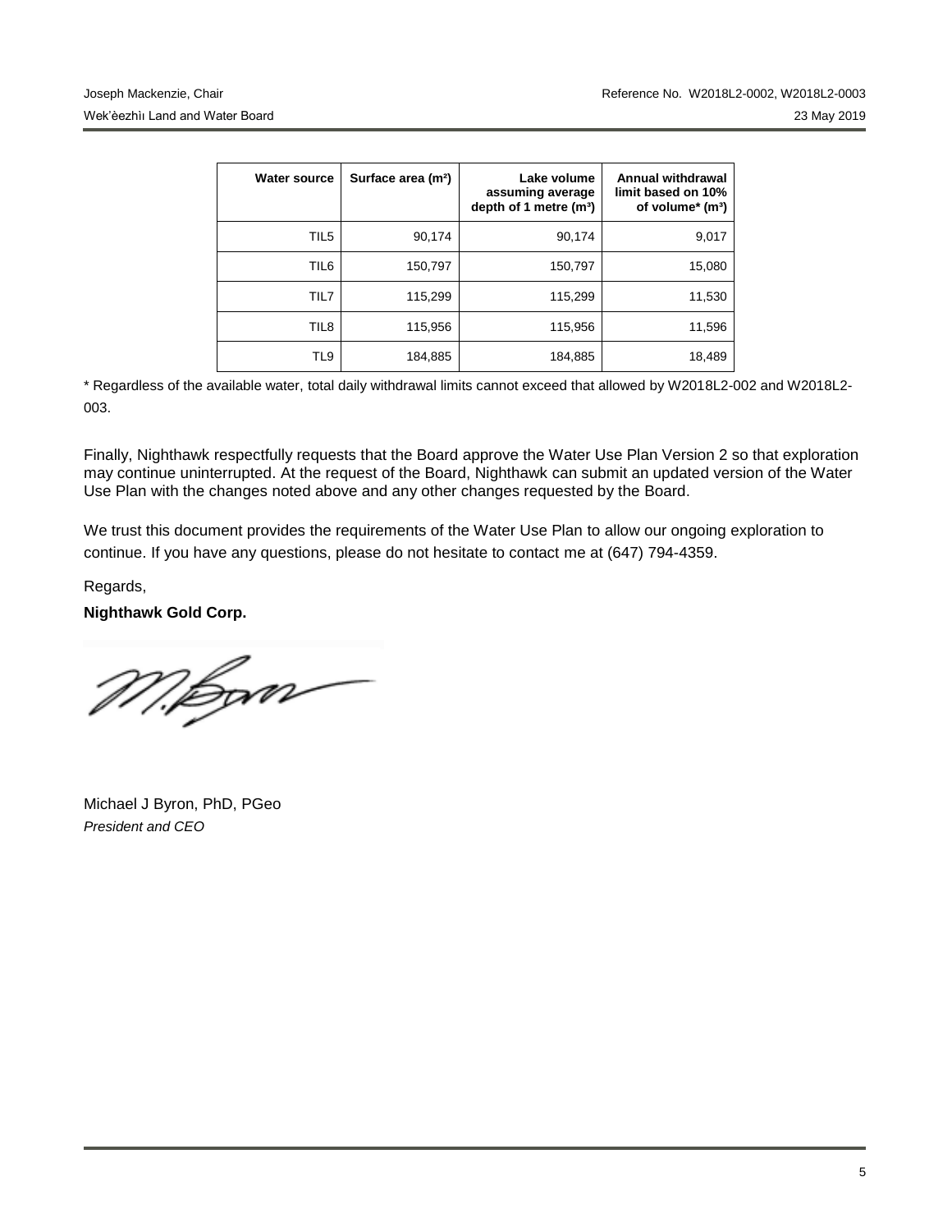| Water source | Surface area ($m^2$) | Lake volume assuming average depth of 1 metre ($m^3$) | Annual withdrawal limit based on 10% of volume* ($m^3$) |
|---|---|---|---|
| TIL5 | 90,174 | 90,174 | 9,017 |
| TIL6 | 150,797 | 150,797 | 15,080 |
| TIL7 | 115,299 | 115,299 | 11,530 |
| TIL8 | 115,956 | 115,956 | 11,596 |
| TL9 | 184,885 | 184,885 | 18,489 |

* Regardless of the available water, total daily withdrawal limits cannot exceed that allowed by W2018L2-002 and W2018L2-003.

Finally, Nighthawk respectfully requests that the Board approve the Water Use Plan Version 2 so that exploration may continue uninterrupted. At the request of the Board, Nighthawk can submit an updated version of the Water Use Plan with the changes noted above and any other changes requested by the Board.

We trust this document provides the requirements of the Water Use Plan to allow our ongoing exploration to continue. If you have any questions, please do not hesitate to contact me at (647) 794-4359.

Regards,

**Nighthawk Gold Corp.**

Michael J Byron, PhD, PGeo
*President and CEO*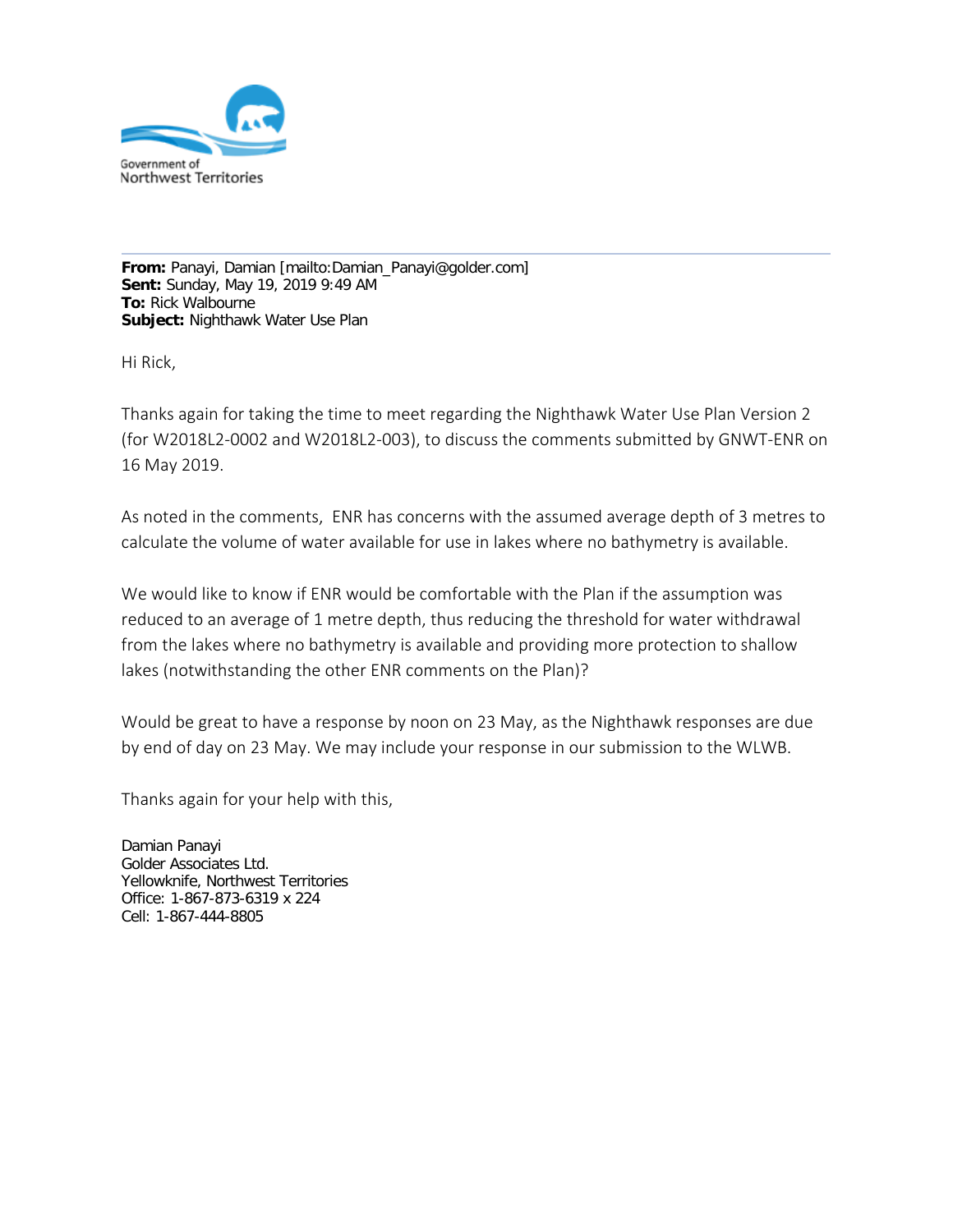Government of
Northwest Territories

**From:** Panayi, Damian [mailto:Damian_Panayi@golder.com]
**Sent:** Sunday, May 19, 2019 9:49 AM
**To:** Rick Walbourne
**Subject:** Nighthawk Water Use Plan

Hi Rick,

Thanks again for taking the time to meet regarding the Nighthawk Water Use Plan Version 2 (for W2018L2-0002 and W2018L2-003), to discuss the comments submitted by GNWT-ENR on 16 May 2019.

As noted in the comments, ENR has concerns with the assumed average depth of 3 metres to calculate the volume of water available for use in lakes where no bathymetry is available.

We would like to know if ENR would be comfortable with the Plan if the assumption was reduced to an average of 1 metre depth, thus reducing the threshold for water withdrawal from the lakes where no bathymetry is available and providing more protection to shallow lakes (notwithstanding the other ENR comments on the Plan)?

Would be great to have a response by noon on 23 May, as the Nighthawk responses are due by end of day on 23 May. We may include your response in our submission to the WLWB.

Thanks again for your help with this,

Damian Panayi
Golder Associates Ltd.
Yellowknife, Northwest Territories
Office: 1-867-873-6319 x 224
Cell: 1-867-444-8805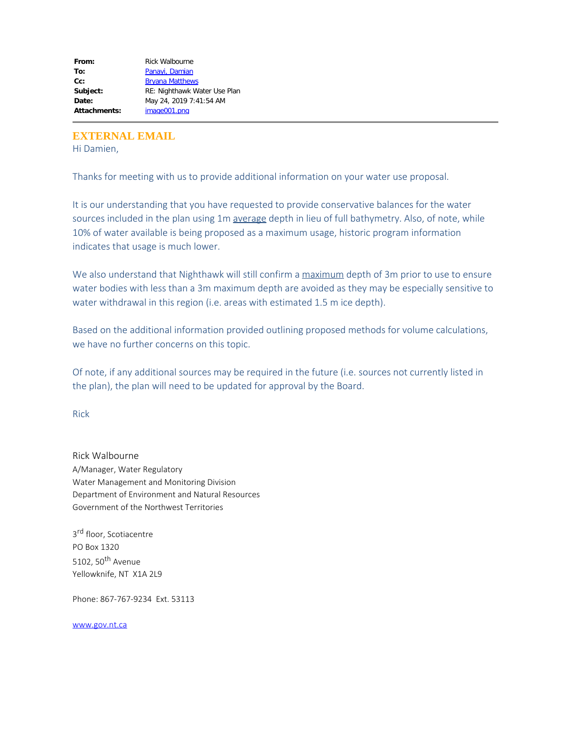| | |
|---|---|
| **From:** | Rick Walbourne |
| **To:** | Panayi, Damian |
| **Cc:** | Bryana Matthews |
| **Subject:** | RE: Nighthawk Water Use Plan |
| **Date:** | May 24, 2019 7:41:54 AM |
| **Attachments:** | image001.png |

**EXTERNAL EMAIL**

Hi Damien,

Thanks for meeting with us to provide additional information on your water use proposal.

It is our understanding that you have requested to provide conservative balances for the water sources included in the plan using 1m average depth in lieu of full bathymetry. Also, of note, while 10% of water available is being proposed as a maximum usage, historic program information indicates that usage is much lower.

We also understand that Nighthawk will still confirm a maximum depth of 3m prior to use to ensure water bodies with less than a 3m maximum depth are avoided as they may be especially sensitive to water withdrawal in this region (i.e. areas with estimated 1.5 m ice depth).

Based on the additional information provided outlining proposed methods for volume calculations, we have no further concerns on this topic.

Of note, if any additional sources may be required in the future (i.e. sources not currently listed in the plan), the plan will need to be updated for approval by the Board.

Rick

Rick Walbourne
A/Manager, Water Regulatory
Water Management and Monitoring Division
Department of Environment and Natural Resources
Government of the Northwest Territories

3rd floor, Scotiacentre
PO Box 1320
5102, 50th Avenue
Yellowknife, NT X1A 2L9

Phone: 867-767-9234 Ext. 53113

www.gov.nt.ca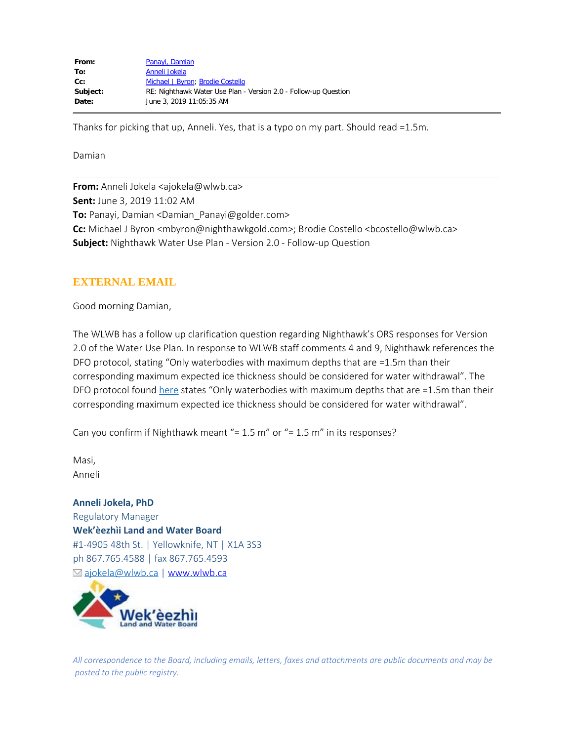| | |
|---|---|
| **From:** | Panayi, Damian |
| **To:** | Anneli Jokela |
| **Cc:** | Michael J Byron; Brodie Costello |
| **Subject:** | RE: Nighthawk Water Use Plan - Version 2.0 - Follow-up Question |
| **Date:** | June 3, 2019 11:05:35 AM |

Thanks for picking that up, Anneli. Yes, that is a typo on my part. Should read =1.5m.

Damian

---

**From:** Anneli Jokela <ajokela@wlwb.ca>
**Sent:** June 3, 2019 11:02 AM
**To:** Panayi, Damian <Damian_Panayi@golder.com>
**Cc:** Michael J Byron <mbyron@nighthawkgold.com>; Brodie Costello <bcostello@wlwb.ca>
**Subject:** Nighthawk Water Use Plan - Version 2.0 - Follow-up Question

**EXTERNAL EMAIL**

Good morning Damian,

The WLWB has a follow up clarification question regarding Nighthawk's ORS responses for Version 2.0 of the Water Use Plan. In response to WLWB staff comments 4 and 9, Nighthawk references the DFO protocol, stating "Only waterbodies with maximum depths that are =1.5m than their corresponding maximum expected ice thickness should be considered for water withdrawal". The DFO protocol found here states "Only waterbodies with maximum depths that are =1.5m than their corresponding maximum expected ice thickness should be considered for water withdrawal".

Can you confirm if Nighthawk meant "= 1.5 m" or "= 1.5 m" in its responses?

Masi,
Anneli

**Anneli Jokela, PhD**
Regulatory Manager
**Wek'èezhìi Land and Water Board**
#1-4905 48th St. | Yellowknife, NT | X1A 3S3
ph 867.765.4588 | fax 867.765.4593
ajokela@wlwb.ca | www.wlwb.ca

Wek'èezhìi Land and Water Board

*All correspondence to the Board, including emails, letters, faxes and attachments are public documents and may be posted to the public registry.*